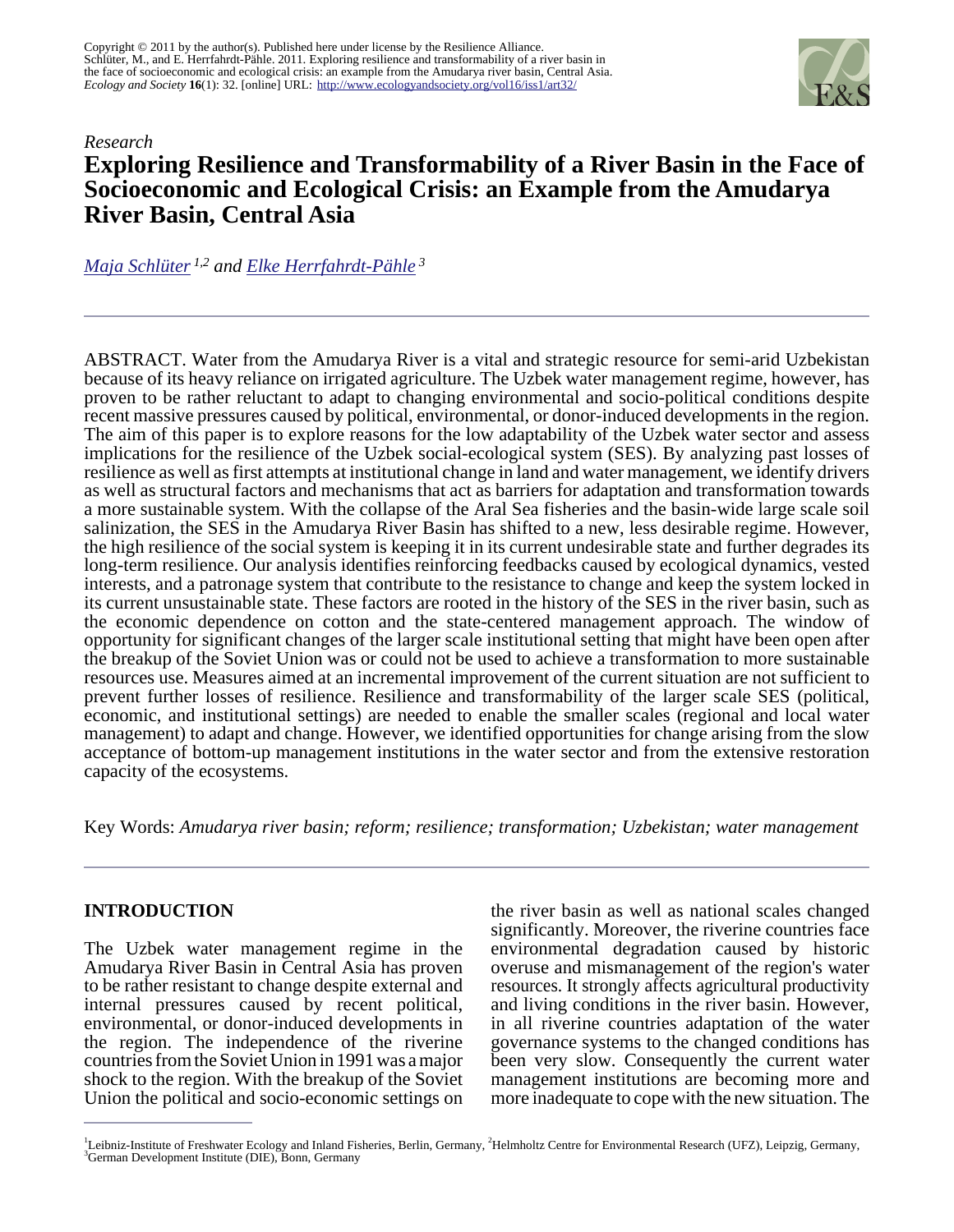Copyright © 2011 by the author(s). Published here under license by the Resilience Alliance.
Schlüter, M., and E. Herrfahrdt-Pähle. 2011. Exploring resilience and transformability of a river basin in the face of socioeconomic and ecological crisis: an example from the Amudarya river basin, Central Asia. *Ecology and Society* **16**(1): 32. [online] URL: http://www.ecologyandsociety.org/vol16/iss1/art32/

*Research*

# Exploring Resilience and Transformability of a River Basin in the Face of Socioeconomic and Ecological Crisis: an Example from the Amudarya River Basin, Central Asia

*Maja Schlüter* [1,2] *and* *Elke Herrfahrdt-Pähle* [3]

ABSTRACT. Water from the Amudarya River is a vital and strategic resource for semi-arid Uzbekistan because of its heavy reliance on irrigated agriculture. The Uzbek water management regime, however, has proven to be rather reluctant to adapt to changing environmental and socio-political conditions despite recent massive pressures caused by political, environmental, or donor-induced developments in the region. The aim of this paper is to explore reasons for the low adaptability of the Uzbek water sector and assess implications for the resilience of the Uzbek social-ecological system (SES). By analyzing past losses of resilience as well as first attempts at institutional change in land and water management, we identify drivers as well as structural factors and mechanisms that act as barriers for adaptation and transformation towards a more sustainable system. With the collapse of the Aral Sea fisheries and the basin-wide large scale soil salinization, the SES in the Amudarya River Basin has shifted to a new, less desirable regime. However, the high resilience of the social system is keeping it in its current undesirable state and further degrades its long-term resilience. Our analysis identifies reinforcing feedbacks caused by ecological dynamics, vested interests, and a patronage system that contribute to the resistance to change and keep the system locked in its current unsustainable state. These factors are rooted in the history of the SES in the river basin, such as the economic dependence on cotton and the state-centered management approach. The window of opportunity for significant changes of the larger scale institutional setting that might have been open after the breakup of the Soviet Union was or could not be used to achieve a transformation to more sustainable resources use. Measures aimed at an incremental improvement of the current situation are not sufficient to prevent further losses of resilience. Resilience and transformability of the larger scale SES (political, economic, and institutional settings) are needed to enable the smaller scales (regional and local water management) to adapt and change. However, we identified opportunities for change arising from the slow acceptance of bottom-up management institutions in the water sector and from the extensive restoration capacity of the ecosystems.

Key Words: *Amudarya river basin; reform; resilience; transformation; Uzbekistan; water management*

## INTRODUCTION

The Uzbek water management regime in the Amudarya River Basin in Central Asia has proven to be rather resistant to change despite external and internal pressures caused by recent political, environmental, or donor-induced developments in the region. The independence of the riverine countries from the Soviet Union in 1991 was a major shock to the region. With the breakup of the Soviet Union the political and socio-economic settings on the river basin as well as national scales changed significantly. Moreover, the riverine countries face environmental degradation caused by historic overuse and mismanagement of the region's water resources. It strongly affects agricultural productivity and living conditions in the river basin. However, in all riverine countries adaptation of the water governance systems to the changed conditions has been very slow. Consequently the current water management institutions are becoming more and more inadequate to cope with the new situation. The

[1]Leibniz-Institute of Freshwater Ecology and Inland Fisheries, Berlin, Germany, [2]Helmholtz Centre for Environmental Research (UFZ), Leipzig, Germany, [3]German Development Institute (DIE), Bonn, Germany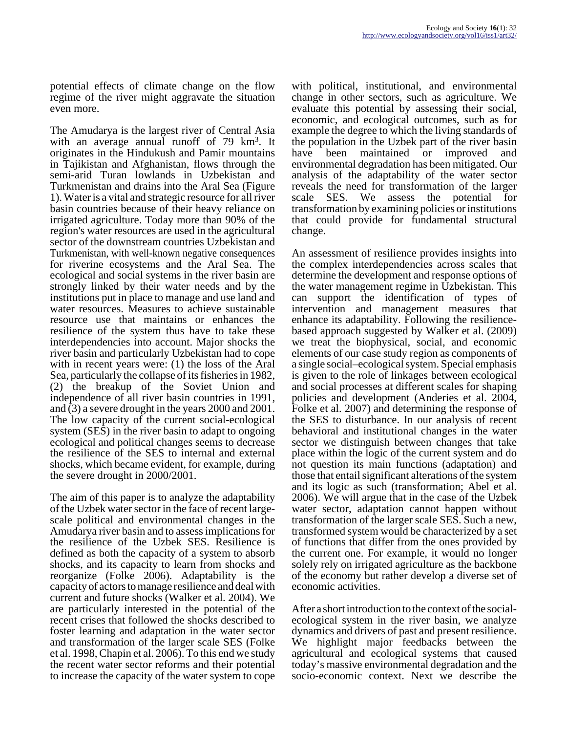potential effects of climate change on the flow regime of the river might aggravate the situation even more.

The Amudarya is the largest river of Central Asia with an average annual runoff of 79 $km^3$. It originates in the Hindukush and Pamir mountains in Tajikistan and Afghanistan, flows through the semi-arid Turan lowlands in Uzbekistan and Turkmenistan and drains into the Aral Sea (Figure 1). Water is a vital and strategic resource for all river basin countries because of their heavy reliance on irrigated agriculture. Today more than 90% of the region's water resources are used in the agricultural sector of the downstream countries Uzbekistan and Turkmenistan, with well-known negative consequences for riverine ecosystems and the Aral Sea. The ecological and social systems in the river basin are strongly linked by their water needs and by the institutions put in place to manage and use land and water resources. Measures to achieve sustainable resource use that maintains or enhances the resilience of the system thus have to take these interdependencies into account. Major shocks the river basin and particularly Uzbekistan had to cope with in recent years were: (1) the loss of the Aral Sea, particularly the collapse of its fisheries in 1982, (2) the breakup of the Soviet Union and independence of all river basin countries in 1991, and (3) a severe drought in the years 2000 and 2001. The low capacity of the current social-ecological system (SES) in the river basin to adapt to ongoing ecological and political changes seems to decrease the resilience of the SES to internal and external shocks, which became evident, for example, during the severe drought in 2000/2001.

The aim of this paper is to analyze the adaptability of the Uzbek water sector in the face of recent large-scale political and environmental changes in the Amudarya river basin and to assess implications for the resilience of the Uzbek SES. Resilience is defined as both the capacity of a system to absorb shocks, and its capacity to learn from shocks and reorganize (Folke 2006). Adaptability is the capacity of actors to manage resilience and deal with current and future shocks (Walker et al. 2004). We are particularly interested in the potential of the recent crises that followed the shocks described to foster learning and adaptation in the water sector and transformation of the larger scale SES (Folke et al. 1998, Chapin et al. 2006). To this end we study the recent water sector reforms and their potential to increase the capacity of the water system to cope with political, institutional, and environmental change in other sectors, such as agriculture. We evaluate this potential by assessing their social, economic, and ecological outcomes, such as for example the degree to which the living standards of the population in the Uzbek part of the river basin have been maintained or improved and environmental degradation has been mitigated. Our analysis of the adaptability of the water sector reveals the need for transformation of the larger scale SES. We assess the potential for transformation by examining policies or institutions that could provide for fundamental structural change.

An assessment of resilience provides insights into the complex interdependencies across scales that determine the development and response options of the water management regime in Uzbekistan. This can support the identification of types of intervention and management measures that enhance its adaptability. Following the resilience-based approach suggested by Walker et al. (2009) we treat the biophysical, social, and economic elements of our case study region as components of a single social–ecological system. Special emphasis is given to the role of linkages between ecological and social processes at different scales for shaping policies and development (Anderies et al. 2004, Folke et al. 2007) and determining the response of the SES to disturbance. In our analysis of recent behavioral and institutional changes in the water sector we distinguish between changes that take place within the logic of the current system and do not question its main functions (adaptation) and those that entail significant alterations of the system and its logic as such (transformation; Abel et al. 2006). We will argue that in the case of the Uzbek water sector, adaptation cannot happen without transformation of the larger scale SES. Such a new, transformed system would be characterized by a set of functions that differ from the ones provided by the current one. For example, it would no longer solely rely on irrigated agriculture as the backbone of the economy but rather develop a diverse set of economic activities.

After a short introduction to the context of the social-ecological system in the river basin, we analyze dynamics and drivers of past and present resilience. We highlight major feedbacks between the agricultural and ecological systems that caused today's massive environmental degradation and the socio-economic context. Next we describe the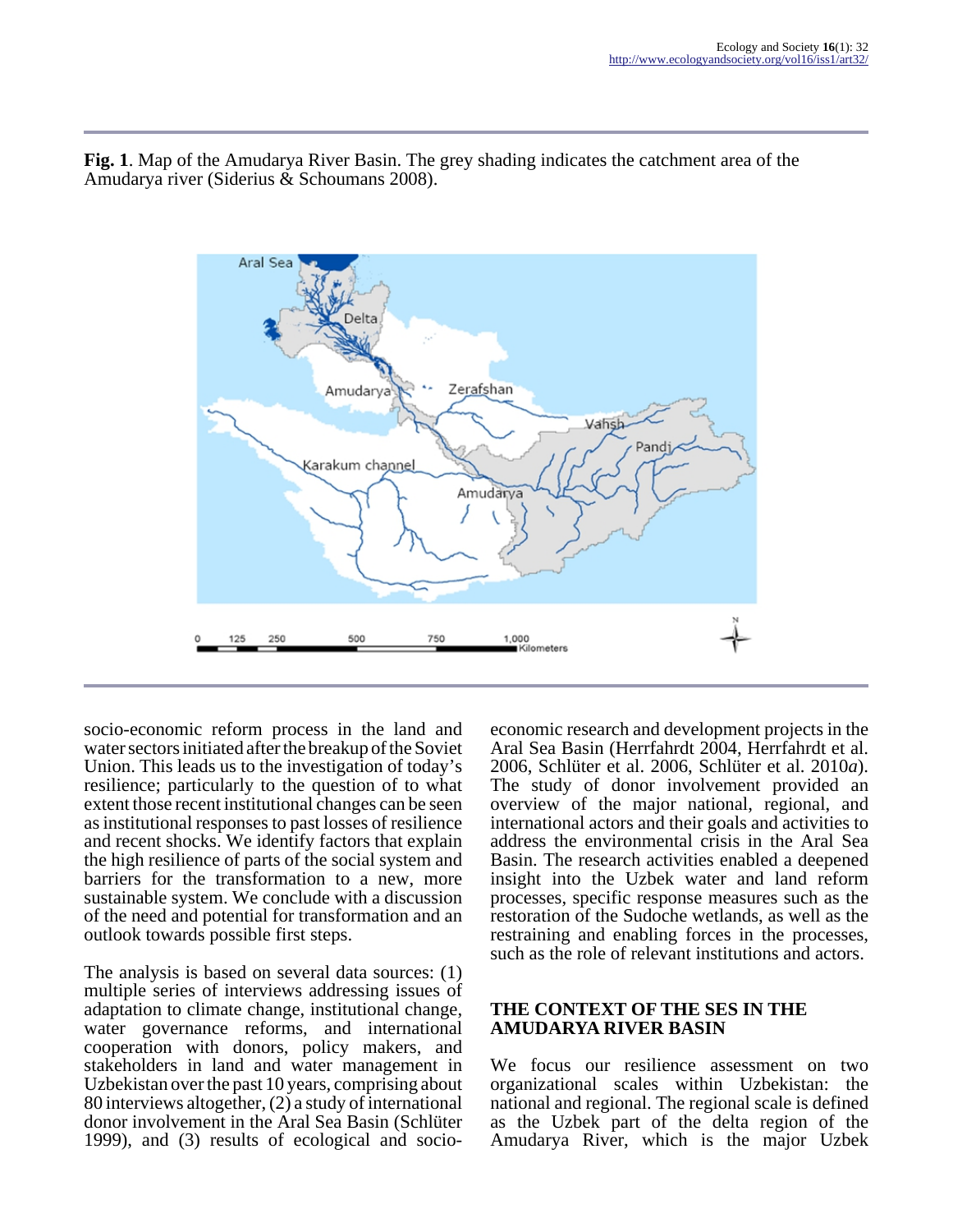**Fig. 1**. Map of the Amudarya River Basin. The grey shading indicates the catchment area of the Amudarya river (Siderius & Schoumans 2008).

socio-economic reform process in the land and water sectors initiated after the breakup of the Soviet Union. This leads us to the investigation of today's resilience; particularly to the question of to what extent those recent institutional changes can be seen as institutional responses to past losses of resilience and recent shocks. We identify factors that explain the high resilience of parts of the social system and barriers for the transformation to a new, more sustainable system. We conclude with a discussion of the need and potential for transformation and an outlook towards possible first steps.

The analysis is based on several data sources: (1) multiple series of interviews addressing issues of adaptation to climate change, institutional change, water governance reforms, and international cooperation with donors, policy makers, and stakeholders in land and water management in Uzbekistan over the past 10 years, comprising about 80 interviews altogether, (2) a study of international donor involvement in the Aral Sea Basin (Schlüter 1999), and (3) results of ecological and socio-economic research and development projects in the Aral Sea Basin (Herrfahrdt 2004, Herrfahrdt et al. 2006, Schlüter et al. 2006, Schlüter et al. 2010*a*). The study of donor involvement provided an overview of the major national, regional, and international actors and their goals and activities to address the environmental crisis in the Aral Sea Basin. The research activities enabled a deepened insight into the Uzbek water and land reform processes, specific response measures such as the restoration of the Sudoche wetlands, as well as the restraining and enabling forces in the processes, such as the role of relevant institutions and actors.

## THE CONTEXT OF THE SES IN THE AMUDARYA RIVER BASIN

We focus our resilience assessment on two organizational scales within Uzbekistan: the national and regional. The regional scale is defined as the Uzbek part of the delta region of the Amudarya River, which is the major Uzbek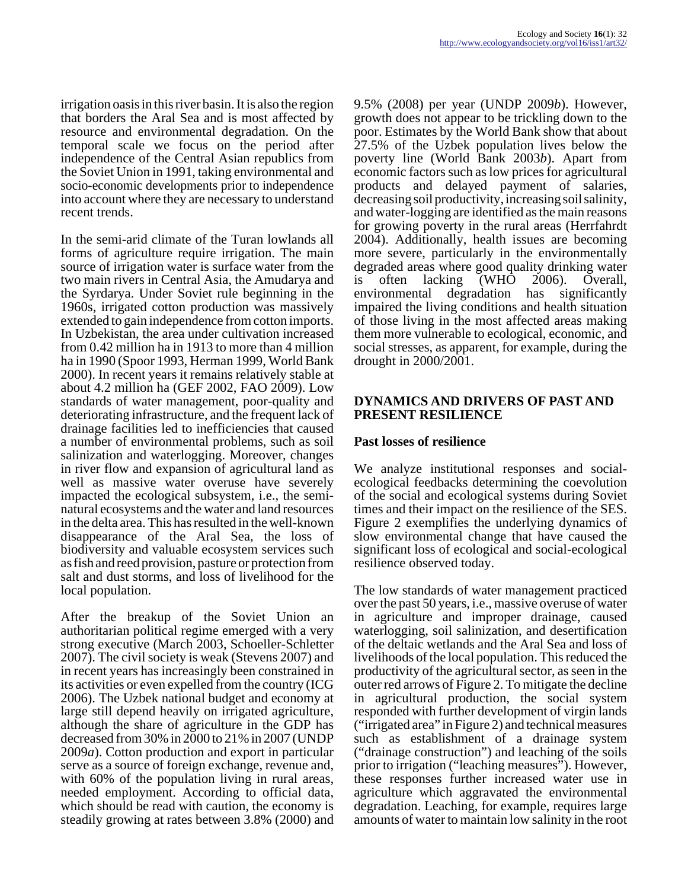irrigation oasis in this river basin. It is also the region that borders the Aral Sea and is most affected by resource and environmental degradation. On the temporal scale we focus on the period after independence of the Central Asian republics from the Soviet Union in 1991, taking environmental and socio-economic developments prior to independence into account where they are necessary to understand recent trends.

In the semi-arid climate of the Turan lowlands all forms of agriculture require irrigation. The main source of irrigation water is surface water from the two main rivers in Central Asia, the Amudarya and the Syrdarya. Under Soviet rule beginning in the 1960s, irrigated cotton production was massively extended to gain independence from cotton imports. In Uzbekistan, the area under cultivation increased from 0.42 million ha in 1913 to more than 4 million ha in 1990 (Spoor 1993, Herman 1999, World Bank 2000). In recent years it remains relatively stable at about 4.2 million ha (GEF 2002, FAO 2009). Low standards of water management, poor-quality and deteriorating infrastructure, and the frequent lack of drainage facilities led to inefficiencies that caused a number of environmental problems, such as soil salinization and waterlogging. Moreover, changes in river flow and expansion of agricultural land as well as massive water overuse have severely impacted the ecological subsystem, i.e., the semi-natural ecosystems and the water and land resources in the delta area. This has resulted in the well-known disappearance of the Aral Sea, the loss of biodiversity and valuable ecosystem services such as fish and reed provision, pasture or protection from salt and dust storms, and loss of livelihood for the local population.

After the breakup of the Soviet Union an authoritarian political regime emerged with a very strong executive (March 2003, Schoeller-Schletter 2007). The civil society is weak (Stevens 2007) and in recent years has increasingly been constrained in its activities or even expelled from the country (ICG 2006). The Uzbek national budget and economy at large still depend heavily on irrigated agriculture, although the share of agriculture in the GDP has decreased from 30% in 2000 to 21% in 2007 (UNDP 2009*a*). Cotton production and export in particular serve as a source of foreign exchange, revenue and, with 60% of the population living in rural areas, needed employment. According to official data, which should be read with caution, the economy is steadily growing at rates between 3.8% (2000) and 9.5% (2008) per year (UNDP 2009*b*). However, growth does not appear to be trickling down to the poor. Estimates by the World Bank show that about 27.5% of the Uzbek population lives below the poverty line (World Bank 2003*b*). Apart from economic factors such as low prices for agricultural products and delayed payment of salaries, decreasing soil productivity, increasing soil salinity, and water-logging are identified as the main reasons for growing poverty in the rural areas (Herrfahrdt 2004). Additionally, health issues are becoming more severe, particularly in the environmentally degraded areas where good quality drinking water is often lacking (WHO 2006). Overall, environmental degradation has significantly impaired the living conditions and health situation of those living in the most affected areas making them more vulnerable to ecological, economic, and social stresses, as apparent, for example, during the drought in 2000/2001.

## DYNAMICS AND DRIVERS OF PAST AND PRESENT RESILIENCE

### Past losses of resilience

We analyze institutional responses and social-ecological feedbacks determining the coevolution of the social and ecological systems during Soviet times and their impact on the resilience of the SES. Figure 2 exemplifies the underlying dynamics of slow environmental change that have caused the significant loss of ecological and social-ecological resilience observed today.

The low standards of water management practiced over the past 50 years, i.e., massive overuse of water in agriculture and improper drainage, caused waterlogging, soil salinization, and desertification of the deltaic wetlands and the Aral Sea and loss of livelihoods of the local population. This reduced the productivity of the agricultural sector, as seen in the outer red arrows of Figure 2. To mitigate the decline in agricultural production, the social system responded with further development of virgin lands ("irrigated area" in Figure 2) and technical measures such as establishment of a drainage system ("drainage construction") and leaching of the soils prior to irrigation ("leaching measures"). However, these responses further increased water use in agriculture which aggravated the environmental degradation. Leaching, for example, requires large amounts of water to maintain low salinity in the root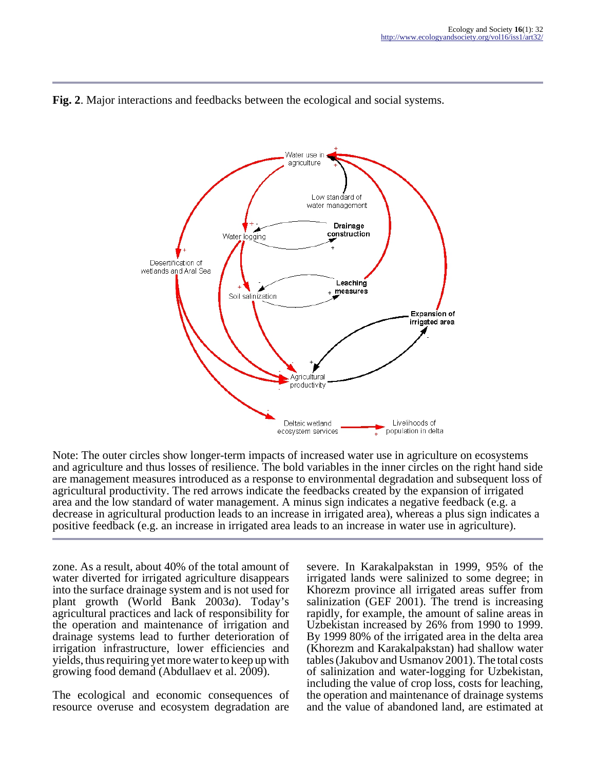**Fig. 2**. Major interactions and feedbacks between the ecological and social systems.

Note: The outer circles show longer-term impacts of increased water use in agriculture on ecosystems and agriculture and thus losses of resilience. The bold variables in the inner circles on the right hand side are management measures introduced as a response to environmental degradation and subsequent loss of agricultural productivity. The red arrows indicate the feedbacks created by the expansion of irrigated area and the low standard of water management. A minus sign indicates a negative feedback (e.g. a decrease in agricultural production leads to an increase in irrigated area), whereas a plus sign indicates a positive feedback (e.g. an increase in irrigated area leads to an increase in water use in agriculture).

zone. As a result, about 40% of the total amount of water diverted for irrigated agriculture disappears into the surface drainage system and is not used for plant growth (World Bank 2003*a*). Today's agricultural practices and lack of responsibility for the operation and maintenance of irrigation and drainage systems lead to further deterioration of irrigation infrastructure, lower efficiencies and yields, thus requiring yet more water to keep up with growing food demand (Abdullaev et al. 2009).

The ecological and economic consequences of resource overuse and ecosystem degradation are severe. In Karakalpakstan in 1999, 95% of the irrigated lands were salinized to some degree; in Khorezm province all irrigated areas suffer from salinization (GEF 2001). The trend is increasing rapidly, for example, the amount of saline areas in Uzbekistan increased by 26% from 1990 to 1999. By 1999 80% of the irrigated area in the delta area (Khorezm and Karakalpakstan) had shallow water tables (Jakubov and Usmanov 2001). The total costs of salinization and water-logging for Uzbekistan, including the value of crop loss, costs for leaching, the operation and maintenance of drainage systems and the value of abandoned land, are estimated at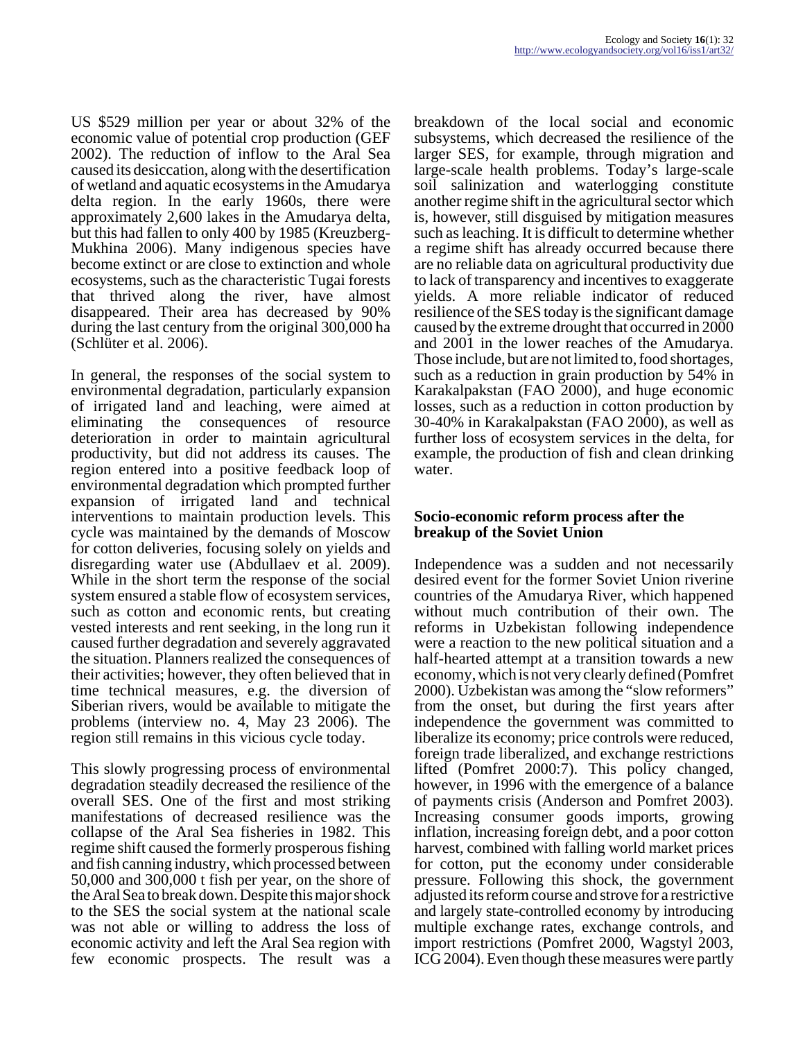US $529 million per year or about 32% of the economic value of potential crop production (GEF 2002). The reduction of inflow to the Aral Sea caused its desiccation, along with the desertification of wetland and aquatic ecosystems in the Amudarya delta region. In the early 1960s, there were approximately 2,600 lakes in the Amudarya delta, but this had fallen to only 400 by 1985 (Kreuzberg-Mukhina 2006). Many indigenous species have become extinct or are close to extinction and whole ecosystems, such as the characteristic Tugai forests that thrived along the river, have almost disappeared. Their area has decreased by 90% during the last century from the original 300,000 ha (Schlüter et al. 2006).

In general, the responses of the social system to environmental degradation, particularly expansion of irrigated land and leaching, were aimed at eliminating the consequences of resource deterioration in order to maintain agricultural productivity, but did not address its causes. The region entered into a positive feedback loop of environmental degradation which prompted further expansion of irrigated land and technical interventions to maintain production levels. This cycle was maintained by the demands of Moscow for cotton deliveries, focusing solely on yields and disregarding water use (Abdullaev et al. 2009). While in the short term the response of the social system ensured a stable flow of ecosystem services, such as cotton and economic rents, but creating vested interests and rent seeking, in the long run it caused further degradation and severely aggravated the situation. Planners realized the consequences of their activities; however, they often believed that in time technical measures, e.g. the diversion of Siberian rivers, would be available to mitigate the problems (interview no. 4, May 23 2006). The region still remains in this vicious cycle today.

This slowly progressing process of environmental degradation steadily decreased the resilience of the overall SES. One of the first and most striking manifestations of decreased resilience was the collapse of the Aral Sea fisheries in 1982. This regime shift caused the formerly prosperous fishing and fish canning industry, which processed between 50,000 and 300,000 t fish per year, on the shore of the Aral Sea to break down. Despite this major shock to the SES the social system at the national scale was not able or willing to address the loss of economic activity and left the Aral Sea region with few economic prospects. The result was a breakdown of the local social and economic subsystems, which decreased the resilience of the larger SES, for example, through migration and large-scale health problems. Today's large-scale soil salinization and waterlogging constitute another regime shift in the agricultural sector which is, however, still disguised by mitigation measures such as leaching. It is difficult to determine whether a regime shift has already occurred because there are no reliable data on agricultural productivity due to lack of transparency and incentives to exaggerate yields. A more reliable indicator of reduced resilience of the SES today is the significant damage caused by the extreme drought that occurred in 2000 and 2001 in the lower reaches of the Amudarya. Those include, but are not limited to, food shortages, such as a reduction in grain production by 54% in Karakalpakstan (FAO 2000), and huge economic losses, such as a reduction in cotton production by 30-40% in Karakalpakstan (FAO 2000), as well as further loss of ecosystem services in the delta, for example, the production of fish and clean drinking water.

### Socio-economic reform process after the breakup of the Soviet Union

Independence was a sudden and not necessarily desired event for the former Soviet Union riverine countries of the Amudarya River, which happened without much contribution of their own. The reforms in Uzbekistan following independence were a reaction to the new political situation and a half-hearted attempt at a transition towards a new economy, which is not very clearly defined (Pomfret 2000). Uzbekistan was among the "slow reformers" from the onset, but during the first years after independence the government was committed to liberalize its economy; price controls were reduced, foreign trade liberalized, and exchange restrictions lifted (Pomfret 2000:7). This policy changed, however, in 1996 with the emergence of a balance of payments crisis (Anderson and Pomfret 2003). Increasing consumer goods imports, growing inflation, increasing foreign debt, and a poor cotton harvest, combined with falling world market prices for cotton, put the economy under considerable pressure. Following this shock, the government adjusted its reform course and strove for a restrictive and largely state-controlled economy by introducing multiple exchange rates, exchange controls, and import restrictions (Pomfret 2000, Wagstyl 2003, ICG 2004). Even though these measures were partly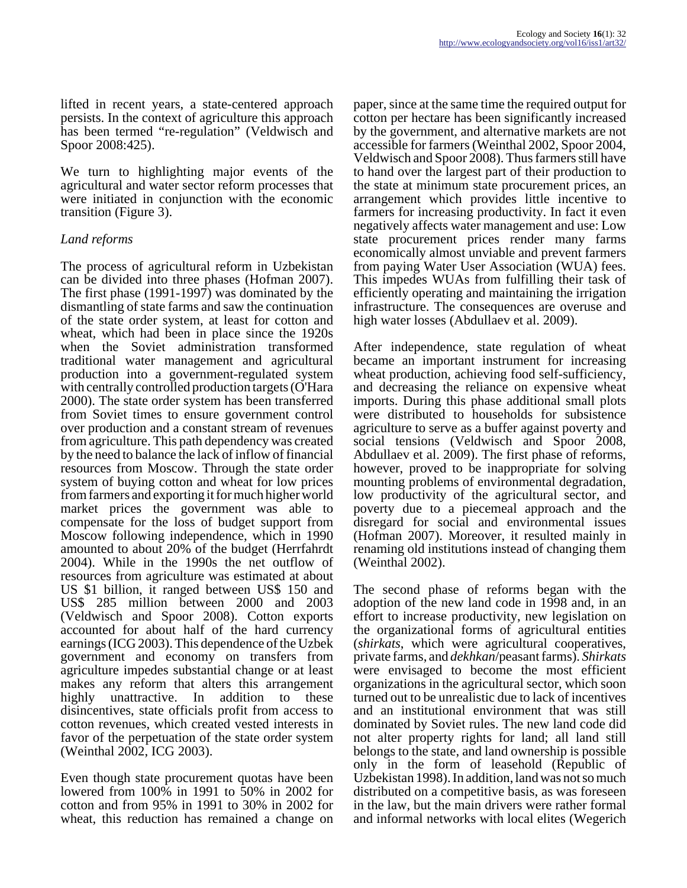lifted in recent years, a state-centered approach persists. In the context of agriculture this approach has been termed "re-regulation" (Veldwisch and Spoor 2008:425).

We turn to highlighting major events of the agricultural and water sector reform processes that were initiated in conjunction with the economic transition (Figure 3).

### *Land reforms*

The process of agricultural reform in Uzbekistan can be divided into three phases (Hofman 2007). The first phase (1991-1997) was dominated by the dismantling of state farms and saw the continuation of the state order system, at least for cotton and wheat, which had been in place since the 1920s when the Soviet administration transformed traditional water management and agricultural production into a government-regulated system with centrally controlled production targets (O'Hara 2000). The state order system has been transferred from Soviet times to ensure government control over production and a constant stream of revenues from agriculture. This path dependency was created by the need to balance the lack of inflow of financial resources from Moscow. Through the state order system of buying cotton and wheat for low prices from farmers and exporting it for much higher world market prices the government was able to compensate for the loss of budget support from Moscow following independence, which in 1990 amounted to about 20% of the budget (Herrfahrdt 2004). While in the 1990s the net outflow of resources from agriculture was estimated at about US $1 billion, it ranged between US$ 150 and US$ 285 million between 2000 and 2003 (Veldwisch and Spoor 2008). Cotton exports accounted for about half of the hard currency earnings (ICG 2003). This dependence of the Uzbek government and economy on transfers from agriculture impedes substantial change or at least makes any reform that alters this arrangement highly unattractive. In addition to these disincentives, state officials profit from access to cotton revenues, which created vested interests in favor of the perpetuation of the state order system (Weinthal 2002, ICG 2003).

Even though state procurement quotas have been lowered from 100% in 1991 to 50% in 2002 for cotton and from 95% in 1991 to 30% in 2002 for wheat, this reduction has remained a change on paper, since at the same time the required output for cotton per hectare has been significantly increased by the government, and alternative markets are not accessible for farmers (Weinthal 2002, Spoor 2004, Veldwisch and Spoor 2008). Thus farmers still have to hand over the largest part of their production to the state at minimum state procurement prices, an arrangement which provides little incentive to farmers for increasing productivity. In fact it even negatively affects water management and use: Low state procurement prices render many farms economically almost unviable and prevent farmers from paying Water User Association (WUA) fees. This impedes WUAs from fulfilling their task of efficiently operating and maintaining the irrigation infrastructure. The consequences are overuse and high water losses (Abdullaev et al. 2009).

After independence, state regulation of wheat became an important instrument for increasing wheat production, achieving food self-sufficiency, and decreasing the reliance on expensive wheat imports. During this phase additional small plots were distributed to households for subsistence agriculture to serve as a buffer against poverty and social tensions (Veldwisch and Spoor 2008, Abdullaev et al. 2009). The first phase of reforms, however, proved to be inappropriate for solving mounting problems of environmental degradation, low productivity of the agricultural sector, and poverty due to a piecemeal approach and the disregard for social and environmental issues (Hofman 2007). Moreover, it resulted mainly in renaming old institutions instead of changing them (Weinthal 2002).

The second phase of reforms began with the adoption of the new land code in 1998 and, in an effort to increase productivity, new legislation on the organizational forms of agricultural entities (*shirkats*, which were agricultural cooperatives, private farms, and *dekhkan*/peasant farms). *Shirkats* were envisaged to become the most efficient organizations in the agricultural sector, which soon turned out to be unrealistic due to lack of incentives and an institutional environment that was still dominated by Soviet rules. The new land code did not alter property rights for land; all land still belongs to the state, and land ownership is possible only in the form of leasehold (Republic of Uzbekistan 1998). In addition, land was not so much distributed on a competitive basis, as was foreseen in the law, but the main drivers were rather formal and informal networks with local elites (Wegerich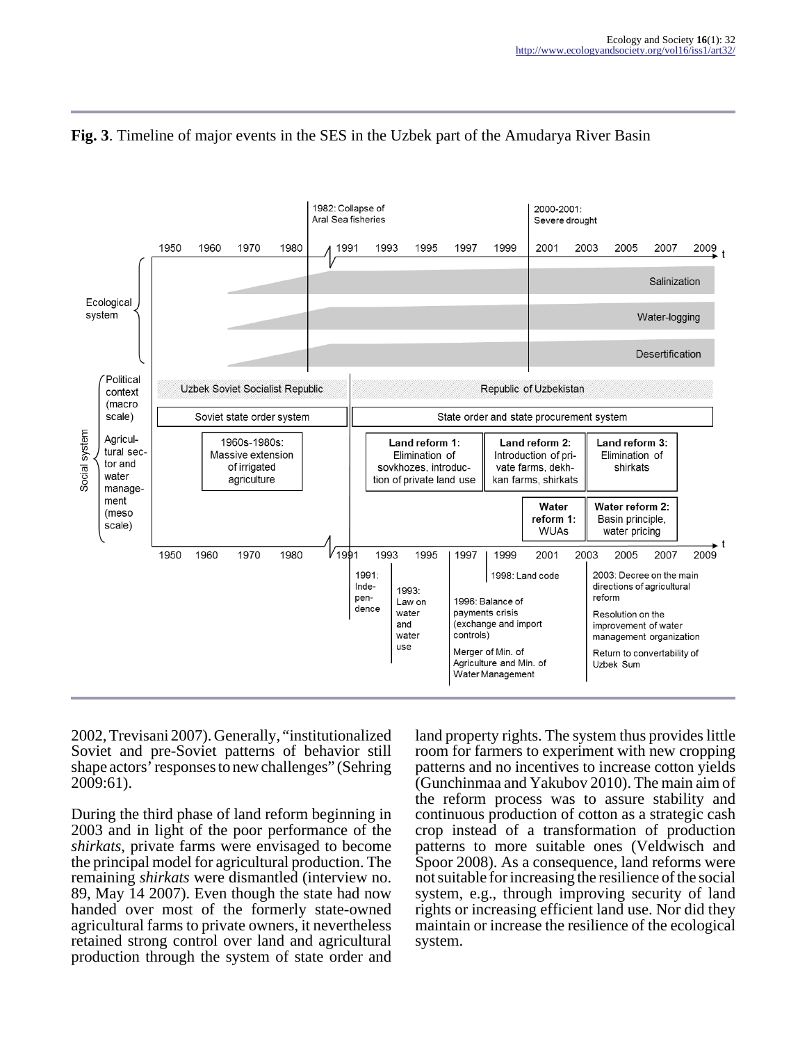**Fig. 3**. Timeline of major events in the SES in the Uzbek part of the Amudarya River Basin

2002, Trevisani 2007). Generally, "institutionalized Soviet and pre-Soviet patterns of behavior still shape actors' responses to new challenges" (Sehring 2009:61).

During the third phase of land reform beginning in 2003 and in light of the poor performance of the *shirkats*, private farms were envisaged to become the principal model for agricultural production. The remaining *shirkats* were dismantled (interview no. 89, May 14 2007). Even though the state had now handed over most of the formerly state-owned agricultural farms to private owners, it nevertheless retained strong control over land and agricultural production through the system of state order and land property rights. The system thus provides little room for farmers to experiment with new cropping patterns and no incentives to increase cotton yields (Gunchinmaa and Yakubov 2010). The main aim of the reform process was to assure stability and continuous production of cotton as a strategic cash crop instead of a transformation of production patterns to more suitable ones (Veldwisch and Spoor 2008). As a consequence, land reforms were not suitable for increasing the resilience of the social system, e.g., through improving security of land rights or increasing efficient land use. Nor did they maintain or increase the resilience of the ecological system.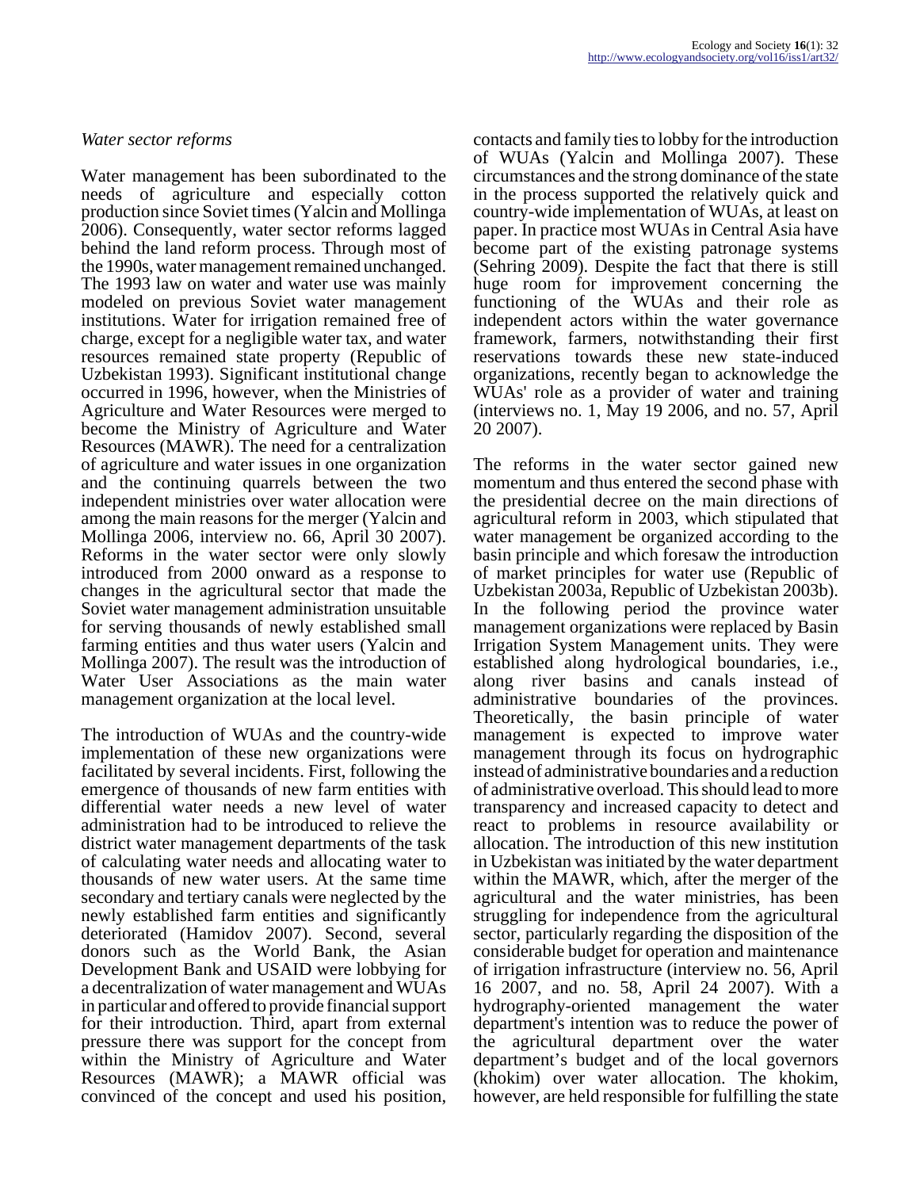*Water sector reforms*

Water management has been subordinated to the needs of agriculture and especially cotton production since Soviet times (Yalcin and Mollinga 2006). Consequently, water sector reforms lagged behind the land reform process. Through most of the 1990s, water management remained unchanged. The 1993 law on water and water use was mainly modeled on previous Soviet water management institutions. Water for irrigation remained free of charge, except for a negligible water tax, and water resources remained state property (Republic of Uzbekistan 1993). Significant institutional change occurred in 1996, however, when the Ministries of Agriculture and Water Resources were merged to become the Ministry of Agriculture and Water Resources (MAWR). The need for a centralization of agriculture and water issues in one organization and the continuing quarrels between the two independent ministries over water allocation were among the main reasons for the merger (Yalcin and Mollinga 2006, interview no. 66, April 30 2007). Reforms in the water sector were only slowly introduced from 2000 onward as a response to changes in the agricultural sector that made the Soviet water management administration unsuitable for serving thousands of newly established small farming entities and thus water users (Yalcin and Mollinga 2007). The result was the introduction of Water User Associations as the main water management organization at the local level.

The introduction of WUAs and the country-wide implementation of these new organizations were facilitated by several incidents. First, following the emergence of thousands of new farm entities with differential water needs a new level of water administration had to be introduced to relieve the district water management departments of the task of calculating water needs and allocating water to thousands of new water users. At the same time secondary and tertiary canals were neglected by the newly established farm entities and significantly deteriorated (Hamidov 2007). Second, several donors such as the World Bank, the Asian Development Bank and USAID were lobbying for a decentralization of water management and WUAs in particular and offered to provide financial support for their introduction. Third, apart from external pressure there was support for the concept from within the Ministry of Agriculture and Water Resources (MAWR); a MAWR official was convinced of the concept and used his position, contacts and family ties to lobby for the introduction of WUAs (Yalcin and Mollinga 2007). These circumstances and the strong dominance of the state in the process supported the relatively quick and country-wide implementation of WUAs, at least on paper. In practice most WUAs in Central Asia have become part of the existing patronage systems (Sehring 2009). Despite the fact that there is still huge room for improvement concerning the functioning of the WUAs and their role as independent actors within the water governance framework, farmers, notwithstanding their first reservations towards these new state-induced organizations, recently began to acknowledge the WUAs' role as a provider of water and training (interviews no. 1, May 19 2006, and no. 57, April 20 2007).

The reforms in the water sector gained new momentum and thus entered the second phase with the presidential decree on the main directions of agricultural reform in 2003, which stipulated that water management be organized according to the basin principle and which foresaw the introduction of market principles for water use (Republic of Uzbekistan 2003a, Republic of Uzbekistan 2003b). In the following period the province water management organizations were replaced by Basin Irrigation System Management units. They were established along hydrological boundaries, i.e., along river basins and canals instead of administrative boundaries of the provinces. Theoretically, the basin principle of water management is expected to improve water management through its focus on hydrographic instead of administrative boundaries and a reduction of administrative overload. This should lead to more transparency and increased capacity to detect and react to problems in resource availability or allocation. The introduction of this new institution in Uzbekistan was initiated by the water department within the MAWR, which, after the merger of the agricultural and the water ministries, has been struggling for independence from the agricultural sector, particularly regarding the disposition of the considerable budget for operation and maintenance of irrigation infrastructure (interview no. 56, April 16 2007, and no. 58, April 24 2007). With a hydrography-oriented management the water department's intention was to reduce the power of the agricultural department over the water department's budget and of the local governors (khokim) over water allocation. The khokim, however, are held responsible for fulfilling the state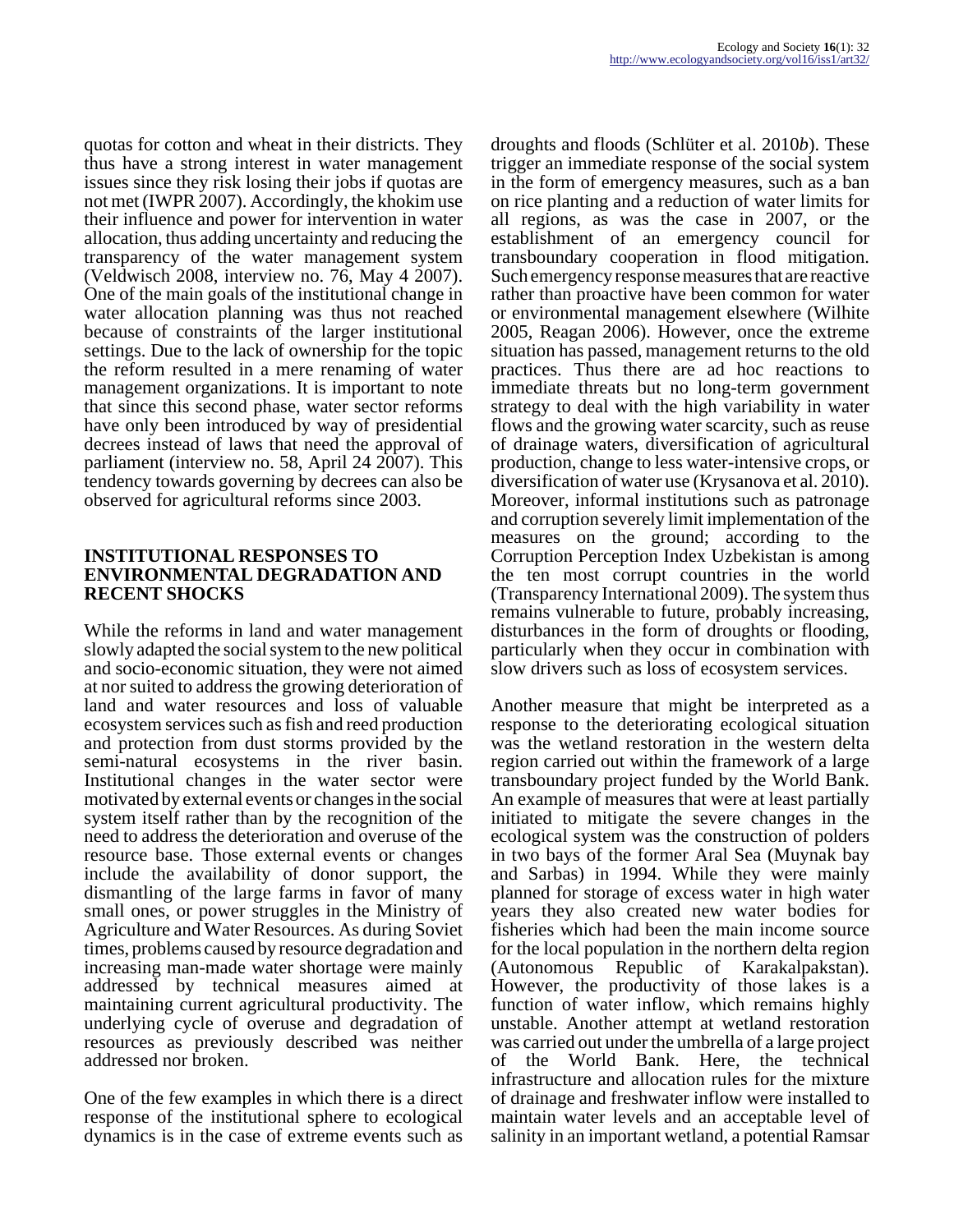quotas for cotton and wheat in their districts. They thus have a strong interest in water management issues since they risk losing their jobs if quotas are not met (IWPR 2007). Accordingly, the khokim use their influence and power for intervention in water allocation, thus adding uncertainty and reducing the transparency of the water management system (Veldwisch 2008, interview no. 76, May 4 2007). One of the main goals of the institutional change in water allocation planning was thus not reached because of constraints of the larger institutional settings. Due to the lack of ownership for the topic the reform resulted in a mere renaming of water management organizations. It is important to note that since this second phase, water sector reforms have only been introduced by way of presidential decrees instead of laws that need the approval of parliament (interview no. 58, April 24 2007). This tendency towards governing by decrees can also be observed for agricultural reforms since 2003.

## INSTITUTIONAL RESPONSES TO ENVIRONMENTAL DEGRADATION AND RECENT SHOCKS

While the reforms in land and water management slowly adapted the social system to the new political and socio-economic situation, they were not aimed at nor suited to address the growing deterioration of land and water resources and loss of valuable ecosystem services such as fish and reed production and protection from dust storms provided by the semi-natural ecosystems in the river basin. Institutional changes in the water sector were motivated by external events or changes in the social system itself rather than by the recognition of the need to address the deterioration and overuse of the resource base. Those external events or changes include the availability of donor support, the dismantling of the large farms in favor of many small ones, or power struggles in the Ministry of Agriculture and Water Resources. As during Soviet times, problems caused by resource degradation and increasing man-made water shortage were mainly addressed by technical measures aimed at maintaining current agricultural productivity. The underlying cycle of overuse and degradation of resources as previously described was neither addressed nor broken.

One of the few examples in which there is a direct response of the institutional sphere to ecological dynamics is in the case of extreme events such as droughts and floods (Schlüter et al. 2010*b*). These trigger an immediate response of the social system in the form of emergency measures, such as a ban on rice planting and a reduction of water limits for all regions, as was the case in 2007, or the establishment of an emergency council for transboundary cooperation in flood mitigation. Such emergency response measures that are reactive rather than proactive have been common for water or environmental management elsewhere (Wilhite 2005, Reagan 2006). However, once the extreme situation has passed, management returns to the old practices. Thus there are ad hoc reactions to immediate threats but no long-term government strategy to deal with the high variability in water flows and the growing water scarcity, such as reuse of drainage waters, diversification of agricultural production, change to less water-intensive crops, or diversification of water use (Krysanova et al. 2010). Moreover, informal institutions such as patronage and corruption severely limit implementation of the measures on the ground; according to the Corruption Perception Index Uzbekistan is among the ten most corrupt countries in the world (Transparency International 2009). The system thus remains vulnerable to future, probably increasing, disturbances in the form of droughts or flooding, particularly when they occur in combination with slow drivers such as loss of ecosystem services.

Another measure that might be interpreted as a response to the deteriorating ecological situation was the wetland restoration in the western delta region carried out within the framework of a large transboundary project funded by the World Bank. An example of measures that were at least partially initiated to mitigate the severe changes in the ecological system was the construction of polders in two bays of the former Aral Sea (Muynak bay and Sarbas) in 1994. While they were mainly planned for storage of excess water in high water years they also created new water bodies for fisheries which had been the main income source for the local population in the northern delta region (Autonomous Republic of Karakalpakstan). However, the productivity of those lakes is a function of water inflow, which remains highly unstable. Another attempt at wetland restoration was carried out under the umbrella of a large project of the World Bank. Here, the technical infrastructure and allocation rules for the mixture of drainage and freshwater inflow were installed to maintain water levels and an acceptable level of salinity in an important wetland, a potential Ramsar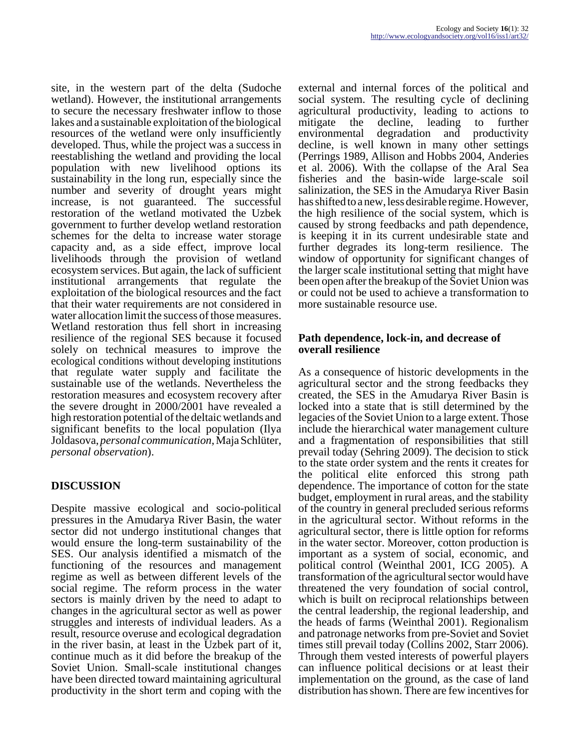site, in the western part of the delta (Sudoche wetland). However, the institutional arrangements to secure the necessary freshwater inflow to those lakes and a sustainable exploitation of the biological resources of the wetland were only insufficiently developed. Thus, while the project was a success in reestablishing the wetland and providing the local population with new livelihood options its sustainability in the long run, especially since the number and severity of drought years might increase, is not guaranteed. The successful restoration of the wetland motivated the Uzbek government to further develop wetland restoration schemes for the delta to increase water storage capacity and, as a side effect, improve local livelihoods through the provision of wetland ecosystem services. But again, the lack of sufficient institutional arrangements that regulate the exploitation of the biological resources and the fact that their water requirements are not considered in water allocation limit the success of those measures. Wetland restoration thus fell short in increasing resilience of the regional SES because it focused solely on technical measures to improve the ecological conditions without developing institutions that regulate water supply and facilitate the sustainable use of the wetlands. Nevertheless the restoration measures and ecosystem recovery after the severe drought in 2000/2001 have revealed a high restoration potential of the deltaic wetlands and significant benefits to the local population (Ilya Joldasova, *personal communication*, Maja Schlüter, *personal observation*).

## DISCUSSION

Despite massive ecological and socio-political pressures in the Amudarya River Basin, the water sector did not undergo institutional changes that would ensure the long-term sustainability of the SES. Our analysis identified a mismatch of the functioning of the resources and management regime as well as between different levels of the social regime. The reform process in the water sectors is mainly driven by the need to adapt to changes in the agricultural sector as well as power struggles and interests of individual leaders. As a result, resource overuse and ecological degradation in the river basin, at least in the Uzbek part of it, continue much as it did before the breakup of the Soviet Union. Small-scale institutional changes have been directed toward maintaining agricultural productivity in the short term and coping with the external and internal forces of the political and social system. The resulting cycle of declining agricultural productivity, leading to actions to mitigate the decline, leading to further environmental degradation and productivity decline, is well known in many other settings (Perrings 1989, Allison and Hobbs 2004, Anderies et al. 2006). With the collapse of the Aral Sea fisheries and the basin-wide large-scale soil salinization, the SES in the Amudarya River Basin has shifted to a new, less desirable regime. However, the high resilience of the social system, which is caused by strong feedbacks and path dependence, is keeping it in its current undesirable state and further degrades its long-term resilience. The window of opportunity for significant changes of the larger scale institutional setting that might have been open after the breakup of the Soviet Union was or could not be used to achieve a transformation to more sustainable resource use.

### Path dependence, lock-in, and decrease of overall resilience

As a consequence of historic developments in the agricultural sector and the strong feedbacks they created, the SES in the Amudarya River Basin is locked into a state that is still determined by the legacies of the Soviet Union to a large extent. Those include the hierarchical water management culture and a fragmentation of responsibilities that still prevail today (Sehring 2009). The decision to stick to the state order system and the rents it creates for the political elite enforced this strong path dependence. The importance of cotton for the state budget, employment in rural areas, and the stability of the country in general precluded serious reforms in the agricultural sector. Without reforms in the agricultural sector, there is little option for reforms in the water sector. Moreover, cotton production is important as a system of social, economic, and political control (Weinthal 2001, ICG 2005). A transformation of the agricultural sector would have threatened the very foundation of social control, which is built on reciprocal relationships between the central leadership, the regional leadership, and the heads of farms (Weinthal 2001). Regionalism and patronage networks from pre-Soviet and Soviet times still prevail today (Collins 2002, Starr 2006). Through them vested interests of powerful players can influence political decisions or at least their implementation on the ground, as the case of land distribution has shown. There are few incentives for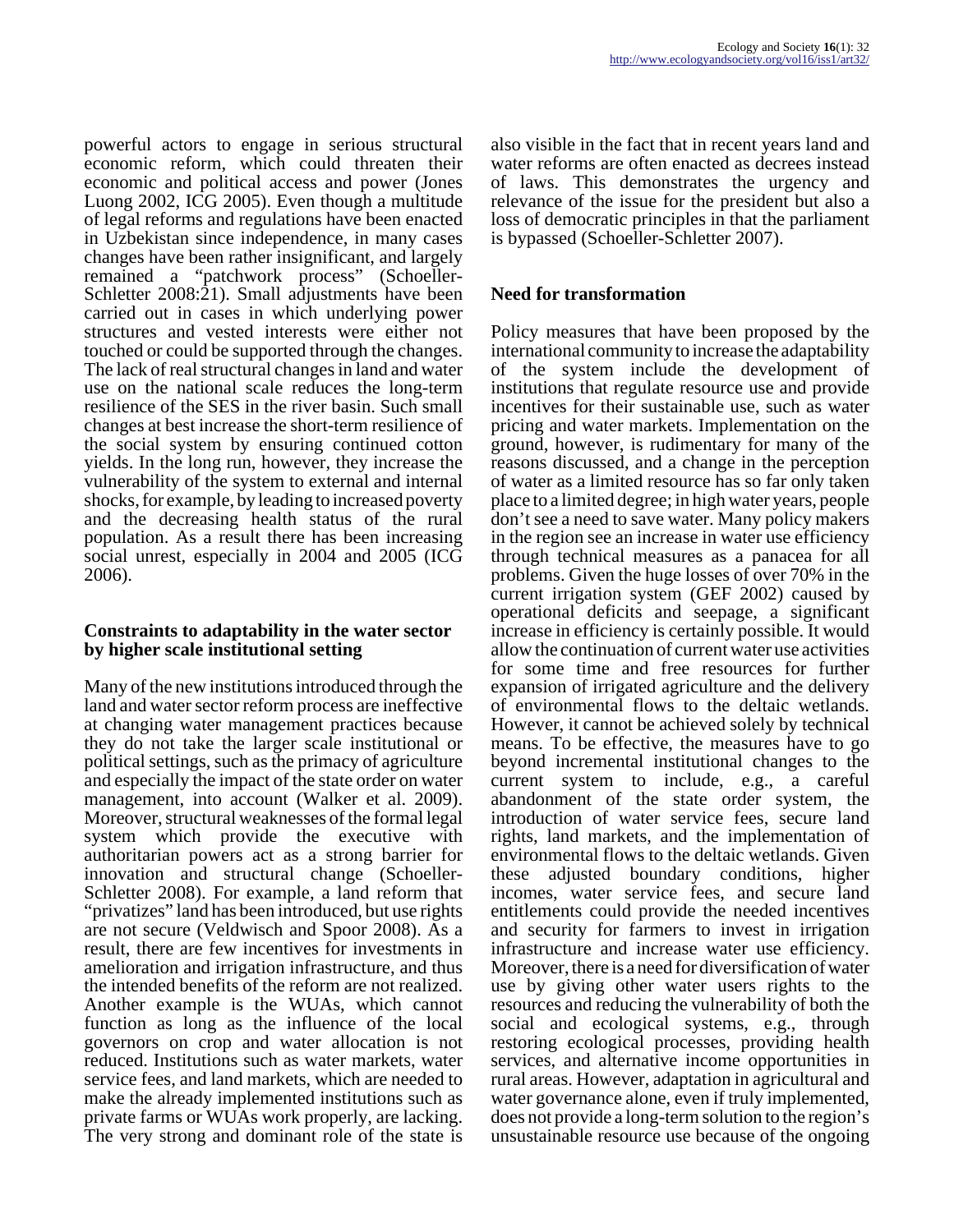powerful actors to engage in serious structural economic reform, which could threaten their economic and political access and power (Jones Luong 2002, ICG 2005). Even though a multitude of legal reforms and regulations have been enacted in Uzbekistan since independence, in many cases changes have been rather insignificant, and largely remained a "patchwork process" (Schoeller-Schletter 2008:21). Small adjustments have been carried out in cases in which underlying power structures and vested interests were either not touched or could be supported through the changes. The lack of real structural changes in land and water use on the national scale reduces the long-term resilience of the SES in the river basin. Such small changes at best increase the short-term resilience of the social system by ensuring continued cotton yields. In the long run, however, they increase the vulnerability of the system to external and internal shocks, for example, by leading to increased poverty and the decreasing health status of the rural population. As a result there has been increasing social unrest, especially in 2004 and 2005 (ICG 2006).

### Constraints to adaptability in the water sector by higher scale institutional setting

Many of the new institutions introduced through the land and water sector reform process are ineffective at changing water management practices because they do not take the larger scale institutional or political settings, such as the primacy of agriculture and especially the impact of the state order on water management, into account (Walker et al. 2009). Moreover, structural weaknesses of the formal legal system which provide the executive with authoritarian powers act as a strong barrier for innovation and structural change (Schoeller-Schletter 2008). For example, a land reform that "privatizes" land has been introduced, but use rights are not secure (Veldwisch and Spoor 2008). As a result, there are few incentives for investments in amelioration and irrigation infrastructure, and thus the intended benefits of the reform are not realized. Another example is the WUAs, which cannot function as long as the influence of the local governors on crop and water allocation is not reduced. Institutions such as water markets, water service fees, and land markets, which are needed to make the already implemented institutions such as private farms or WUAs work properly, are lacking. The very strong and dominant role of the state is also visible in the fact that in recent years land and water reforms are often enacted as decrees instead of laws. This demonstrates the urgency and relevance of the issue for the president but also a loss of democratic principles in that the parliament is bypassed (Schoeller-Schletter 2007).

### Need for transformation

Policy measures that have been proposed by the international community to increase the adaptability of the system include the development of institutions that regulate resource use and provide incentives for their sustainable use, such as water pricing and water markets. Implementation on the ground, however, is rudimentary for many of the reasons discussed, and a change in the perception of water as a limited resource has so far only taken place to a limited degree; in high water years, people don't see a need to save water. Many policy makers in the region see an increase in water use efficiency through technical measures as a panacea for all problems. Given the huge losses of over 70% in the current irrigation system (GEF 2002) caused by operational deficits and seepage, a significant increase in efficiency is certainly possible. It would allow the continuation of current water use activities for some time and free resources for further expansion of irrigated agriculture and the delivery of environmental flows to the deltaic wetlands. However, it cannot be achieved solely by technical means. To be effective, the measures have to go beyond incremental institutional changes to the current system to include, e.g., a careful abandonment of the state order system, the introduction of water service fees, secure land rights, land markets, and the implementation of environmental flows to the deltaic wetlands. Given these adjusted boundary conditions, higher incomes, water service fees, and secure land entitlements could provide the needed incentives and security for farmers to invest in irrigation infrastructure and increase water use efficiency. Moreover, there is a need for diversification of water use by giving other water users rights to the resources and reducing the vulnerability of both the social and ecological systems, e.g., through restoring ecological processes, providing health services, and alternative income opportunities in rural areas. However, adaptation in agricultural and water governance alone, even if truly implemented, does not provide a long-term solution to the region's unsustainable resource use because of the ongoing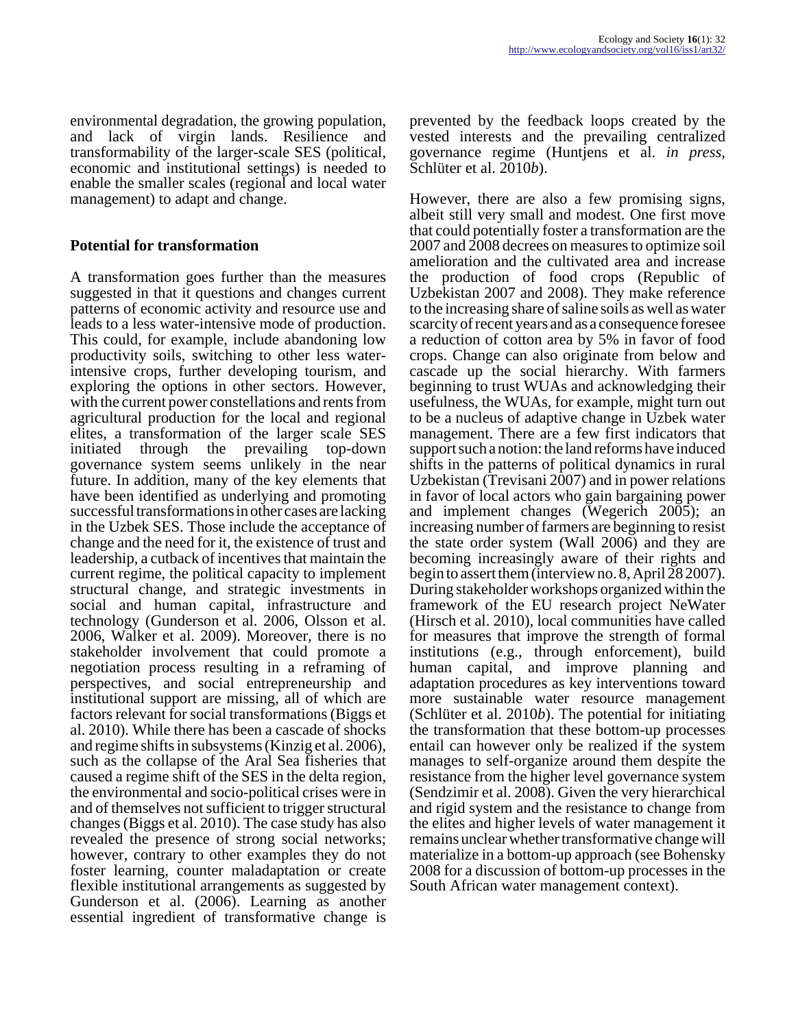environmental degradation, the growing population, and lack of virgin lands. Resilience and transformability of the larger-scale SES (political, economic and institutional settings) is needed to enable the smaller scales (regional and local water management) to adapt and change.

## Potential for transformation

A transformation goes further than the measures suggested in that it questions and changes current patterns of economic activity and resource use and leads to a less water-intensive mode of production. This could, for example, include abandoning low productivity soils, switching to other less water-intensive crops, further developing tourism, and exploring the options in other sectors. However, with the current power constellations and rents from agricultural production for the local and regional elites, a transformation of the larger scale SES initiated through the prevailing top-down governance system seems unlikely in the near future. In addition, many of the key elements that have been identified as underlying and promoting successful transformations in other cases are lacking in the Uzbek SES. Those include the acceptance of change and the need for it, the existence of trust and leadership, a cutback of incentives that maintain the current regime, the political capacity to implement structural change, and strategic investments in social and human capital, infrastructure and technology (Gunderson et al. 2006, Olsson et al. 2006, Walker et al. 2009). Moreover, there is no stakeholder involvement that could promote a negotiation process resulting in a reframing of perspectives, and social entrepreneurship and institutional support are missing, all of which are factors relevant for social transformations (Biggs et al. 2010). While there has been a cascade of shocks and regime shifts in subsystems (Kinzig et al. 2006), such as the collapse of the Aral Sea fisheries that caused a regime shift of the SES in the delta region, the environmental and socio-political crises were in and of themselves not sufficient to trigger structural changes (Biggs et al. 2010). The case study has also revealed the presence of strong social networks; however, contrary to other examples they do not foster learning, counter maladaptation or create flexible institutional arrangements as suggested by Gunderson et al. (2006). Learning as another essential ingredient of transformative change is prevented by the feedback loops created by the vested interests and the prevailing centralized governance regime (Huntjens et al. *in press*, Schlüter et al. 2010*b*).

However, there are also a few promising signs, albeit still very small and modest. One first move that could potentially foster a transformation are the 2007 and 2008 decrees on measures to optimize soil amelioration and the cultivated area and increase the production of food crops (Republic of Uzbekistan 2007 and 2008). They make reference to the increasing share of saline soils as well as water scarcity of recent years and as a consequence foresee a reduction of cotton area by 5% in favor of food crops. Change can also originate from below and cascade up the social hierarchy. With farmers beginning to trust WUAs and acknowledging their usefulness, the WUAs, for example, might turn out to be a nucleus of adaptive change in Uzbek water management. There are a few first indicators that support such a notion: the land reforms have induced shifts in the patterns of political dynamics in rural Uzbekistan (Trevisani 2007) and in power relations in favor of local actors who gain bargaining power and implement changes (Wegerich 2005); an increasing number of farmers are beginning to resist the state order system (Wall 2006) and they are becoming increasingly aware of their rights and begin to assert them (interview no. 8, April 28 2007). During stakeholder workshops organized within the framework of the EU research project NeWater (Hirsch et al. 2010), local communities have called for measures that improve the strength of formal institutions (e.g., through enforcement), build human capital, and improve planning and adaptation procedures as key interventions toward more sustainable water resource management (Schlüter et al. 2010*b*). The potential for initiating the transformation that these bottom-up processes entail can however only be realized if the system manages to self-organize around them despite the resistance from the higher level governance system (Sendzimir et al. 2008). Given the very hierarchical and rigid system and the resistance to change from the elites and higher levels of water management it remains unclear whether transformative change will materialize in a bottom-up approach (see Bohensky 2008 for a discussion of bottom-up processes in the South African water management context).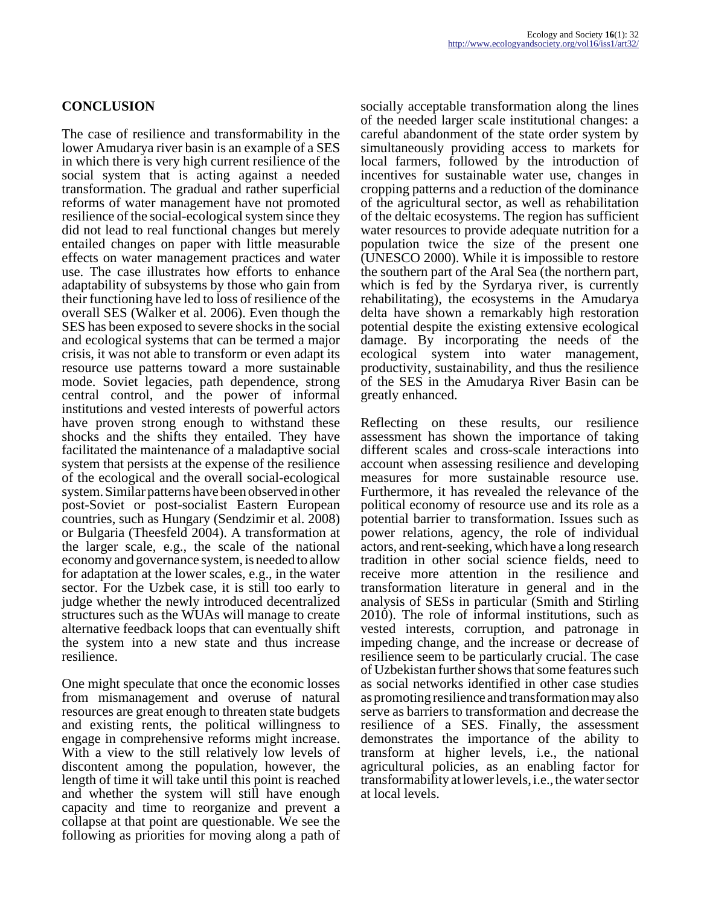## CONCLUSION

The case of resilience and transformability in the lower Amudarya river basin is an example of a SES in which there is very high current resilience of the social system that is acting against a needed transformation. The gradual and rather superficial reforms of water management have not promoted resilience of the social-ecological system since they did not lead to real functional changes but merely entailed changes on paper with little measurable effects on water management practices and water use. The case illustrates how efforts to enhance adaptability of subsystems by those who gain from their functioning have led to loss of resilience of the overall SES (Walker et al. 2006). Even though the SES has been exposed to severe shocks in the social and ecological systems that can be termed a major crisis, it was not able to transform or even adapt its resource use patterns toward a more sustainable mode. Soviet legacies, path dependence, strong central control, and the power of informal institutions and vested interests of powerful actors have proven strong enough to withstand these shocks and the shifts they entailed. They have facilitated the maintenance of a maladaptive social system that persists at the expense of the resilience of the ecological and the overall social-ecological system. Similar patterns have been observed in other post-Soviet or post-socialist Eastern European countries, such as Hungary (Sendzimir et al. 2008) or Bulgaria (Theesfeld 2004). A transformation at the larger scale, e.g., the scale of the national economy and governance system, is needed to allow for adaptation at the lower scales, e.g., in the water sector. For the Uzbek case, it is still too early to judge whether the newly introduced decentralized structures such as the WUAs will manage to create alternative feedback loops that can eventually shift the system into a new state and thus increase resilience.

One might speculate that once the economic losses from mismanagement and overuse of natural resources are great enough to threaten state budgets and existing rents, the political willingness to engage in comprehensive reforms might increase. With a view to the still relatively low levels of discontent among the population, however, the length of time it will take until this point is reached and whether the system will still have enough capacity and time to reorganize and prevent a collapse at that point are questionable. We see the following as priorities for moving along a path of socially acceptable transformation along the lines of the needed larger scale institutional changes: a careful abandonment of the state order system by simultaneously providing access to markets for local farmers, followed by the introduction of incentives for sustainable water use, changes in cropping patterns and a reduction of the dominance of the agricultural sector, as well as rehabilitation of the deltaic ecosystems. The region has sufficient water resources to provide adequate nutrition for a population twice the size of the present one (UNESCO 2000). While it is impossible to restore the southern part of the Aral Sea (the northern part, which is fed by the Syrdarya river, is currently rehabilitating), the ecosystems in the Amudarya delta have shown a remarkably high restoration potential despite the existing extensive ecological damage. By incorporating the needs of the ecological system into water management, productivity, sustainability, and thus the resilience of the SES in the Amudarya River Basin can be greatly enhanced.

Reflecting on these results, our resilience assessment has shown the importance of taking different scales and cross-scale interactions into account when assessing resilience and developing measures for more sustainable resource use. Furthermore, it has revealed the relevance of the political economy of resource use and its role as a potential barrier to transformation. Issues such as power relations, agency, the role of individual actors, and rent-seeking, which have a long research tradition in other social science fields, need to receive more attention in the resilience and transformation literature in general and in the analysis of SESs in particular (Smith and Stirling 2010). The role of informal institutions, such as vested interests, corruption, and patronage in impeding change, and the increase or decrease of resilience seem to be particularly crucial. The case of Uzbekistan further shows that some features such as social networks identified in other case studies as promoting resilience and transformation may also serve as barriers to transformation and decrease the resilience of a SES. Finally, the assessment demonstrates the importance of the ability to transform at higher levels, i.e., the national agricultural policies, as an enabling factor for transformability at lower levels, i.e., the water sector at local levels.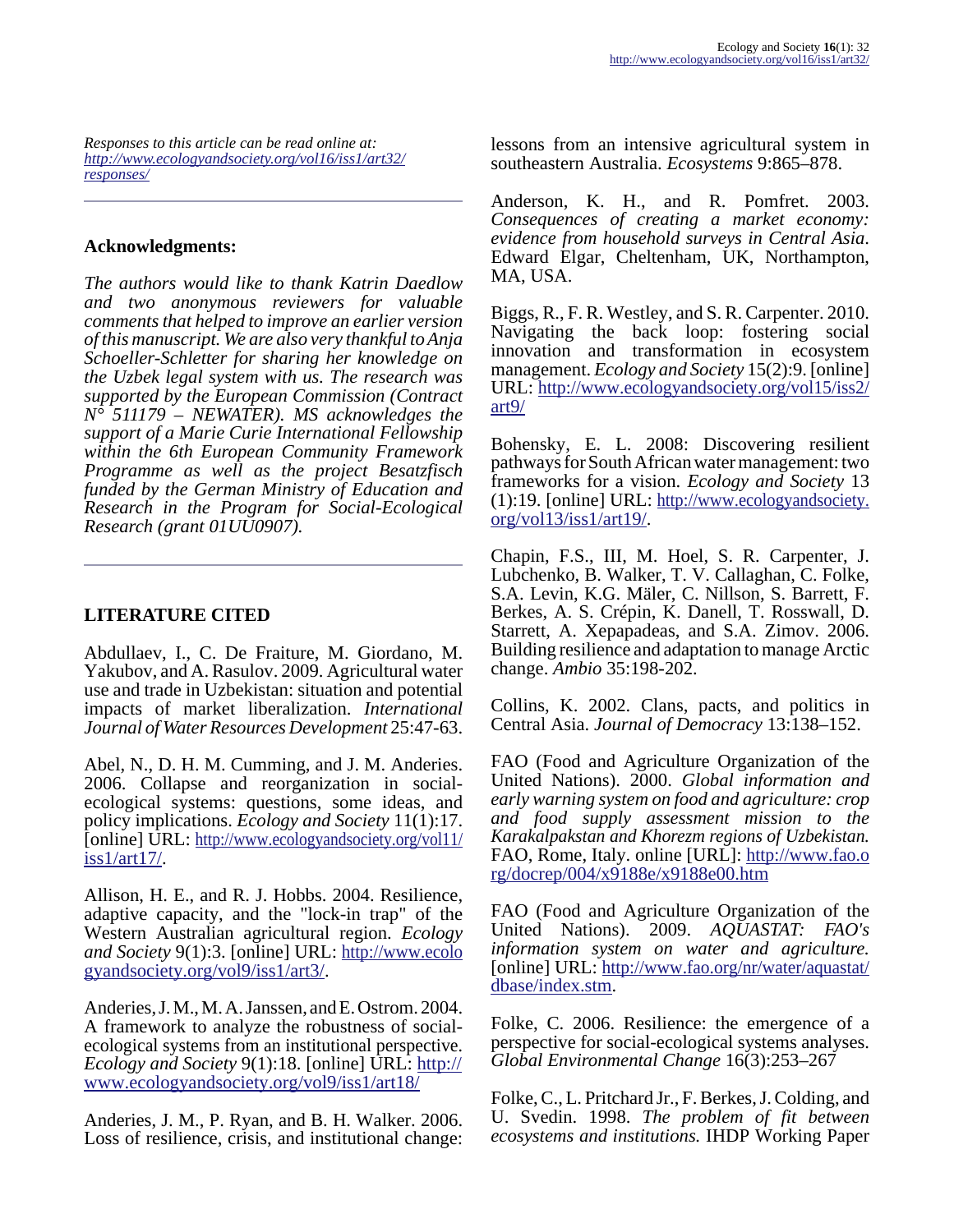*Responses to this article can be read online at:* [*http://www.ecologyandsociety.org/vol16/iss1/art32/responses/*](http://www.ecologyandsociety.org/vol16/iss1/art32/responses/)

## Acknowledgments:

*The authors would like to thank Katrin Daedlow and two anonymous reviewers for valuable comments that helped to improve an earlier version of this manuscript. We are also very thankful to Anja Schoeller-Schletter for sharing her knowledge on the Uzbek legal system with us. The research was supported by the European Commission (Contract N° 511179 – NEWATER). MS acknowledges the support of a Marie Curie International Fellowship within the 6th European Community Framework Programme as well as the project Besatzfisch funded by the German Ministry of Education and Research in the Program for Social-Ecological Research (grant 01UU0907).*

## LITERATURE CITED

Abdullaev, I., C. De Fraiture, M. Giordano, M. Yakubov, and A. Rasulov. 2009. Agricultural water use and trade in Uzbekistan: situation and potential impacts of market liberalization. *International Journal of Water Resources Development* 25:47-63.

Abel, N., D. H. M. Cumming, and J. M. Anderies. 2006. Collapse and reorganization in social-ecological systems: questions, some ideas, and policy implications. *Ecology and Society* 11(1):17. [online] URL: [http://www.ecologyandsociety.org/vol11/iss1/art17/](http://www.ecologyandsociety.org/vol11/iss1/art17/).

Allison, H. E., and R. J. Hobbs. 2004. Resilience, adaptive capacity, and the "lock-in trap" of the Western Australian agricultural region. *Ecology and Society* 9(1):3. [online] URL: [http://www.ecologyandsociety.org/vol9/iss1/art3/](http://www.ecologyandsociety.org/vol9/iss1/art3/).

Anderies, J. M., M. A. Janssen, and E. Ostrom. 2004. A framework to analyze the robustness of social-ecological systems from an institutional perspective. *Ecology and Society* 9(1):18. [online] URL: [http://www.ecologyandsociety.org/vol9/iss1/art18/](http://www.ecologyandsociety.org/vol9/iss1/art18/)

Anderies, J. M., P. Ryan, and B. H. Walker. 2006. Loss of resilience, crisis, and institutional change: lessons from an intensive agricultural system in southeastern Australia. *Ecosystems* 9:865–878.

Anderson, K. H., and R. Pomfret. 2003. *Consequences of creating a market economy: evidence from household surveys in Central Asia*. Edward Elgar, Cheltenham, UK, Northampton, MA, USA.

Biggs, R., F. R. Westley, and S. R. Carpenter. 2010. Navigating the back loop: fostering social innovation and transformation in ecosystem management. *Ecology and Society* 15(2):9. [online] URL: [http://www.ecologyandsociety.org/vol15/iss2/art9/](http://www.ecologyandsociety.org/vol15/iss2/art9/)

Bohensky, E. L. 2008: Discovering resilient pathways for South African water management: two frameworks for a vision. *Ecology and Society* 13 (1):19. [online] URL: [http://www.ecologyandsociety.org/vol13/iss1/art19/](http://www.ecologyandsociety.org/vol13/iss1/art19/).

Chapin, F.S., III, M. Hoel, S. R. Carpenter, J. Lubchenko, B. Walker, T. V. Callaghan, C. Folke, S.A. Levin, K.G. Mäler, C. Nillson, S. Barrett, F. Berkes, A. S. Crépin, K. Danell, T. Rosswall, D. Starrett, A. Xepapadeas, and S.A. Zimov. 2006. Building resilience and adaptation to manage Arctic change. *Ambio* 35:198-202.

Collins, K. 2002. Clans, pacts, and politics in Central Asia. *Journal of Democracy* 13:138–152.

FAO (Food and Agriculture Organization of the United Nations). 2000. *Global information and early warning system on food and agriculture: crop and food supply assessment mission to the Karakalpakstan and Khorezm regions of Uzbekistan.* FAO, Rome, Italy. online [URL]: [http://www.fao.org/docrep/004/x9188e/x9188e00.htm](http://www.fao.org/docrep/004/x9188e/x9188e00.htm)

FAO (Food and Agriculture Organization of the United Nations). 2009. *AQUASTAT: FAO's information system on water and agriculture.* [online] URL: [http://www.fao.org/nr/water/aquastat/dbase/index.stm](http://www.fao.org/nr/water/aquastat/dbase/index.stm).

Folke, C. 2006. Resilience: the emergence of a perspective for social-ecological systems analyses. *Global Environmental Change* 16(3):253–267

Folke, C., L. Pritchard Jr., F. Berkes, J. Colding, and U. Svedin. 1998. *The problem of fit between ecosystems and institutions.* IHDP Working Paper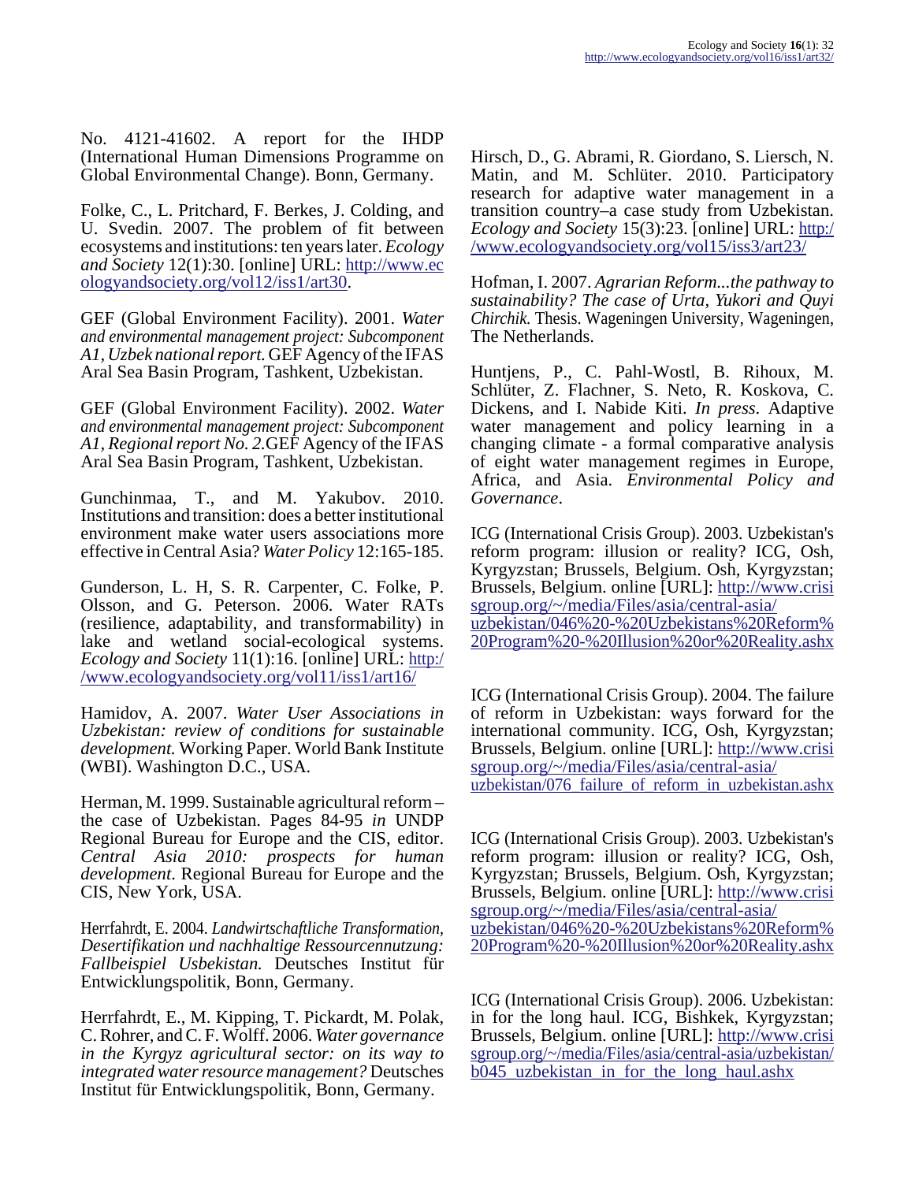No. 4121-41602. A report for the IHDP (International Human Dimensions Programme on Global Environmental Change). Bonn, Germany.

Folke, C., L. Pritchard, F. Berkes, J. Colding, and U. Svedin. 2007. The problem of fit between ecosystems and institutions: ten years later. *Ecology and Society* 12(1):30. [online] URL: http://www.ecologyandsociety.org/vol12/iss1/art30.

GEF (Global Environment Facility). 2001. *Water and environmental management project: Subcomponent A1, Uzbek national report.* GEF Agency of the IFAS Aral Sea Basin Program, Tashkent, Uzbekistan.

GEF (Global Environment Facility). 2002. *Water and environmental management project: Subcomponent A1, Regional report No. 2.*GEF Agency of the IFAS Aral Sea Basin Program, Tashkent, Uzbekistan.

Gunchinmaa, T., and M. Yakubov. 2010. Institutions and transition: does a better institutional environment make water users associations more effective in Central Asia? *Water Policy* 12:165-185.

Gunderson, L. H, S. R. Carpenter, C. Folke, P. Olsson, and G. Peterson. 2006. Water RATs (resilience, adaptability, and transformability) in lake and wetland social-ecological systems. *Ecology and Society* 11(1):16. [online] URL: http://www.ecologyandsociety.org/vol11/iss1/art16/

Hamidov, A. 2007. *Water User Associations in Uzbekistan: review of conditions for sustainable development.* Working Paper. World Bank Institute (WBI). Washington D.C., USA.

Herman, M. 1999. Sustainable agricultural reform – the case of Uzbekistan. Pages 84-95 *in* UNDP Regional Bureau for Europe and the CIS, editor. *Central Asia 2010: prospects for human development*. Regional Bureau for Europe and the CIS, New York, USA.

Herrfahrdt, E. 2004. *Landwirtschaftliche Transformation, Desertifikation und nachhaltige Ressourcennutzung: Fallbeispiel Usbekistan.* Deutsches Institut für Entwicklungspolitik, Bonn, Germany.

Herrfahrdt, E., M. Kipping, T. Pickardt, M. Polak, C. Rohrer, and C. F. Wolff. 2006. *Water governance in the Kyrgyz agricultural sector: on its way to integrated water resource management?* Deutsches Institut für Entwicklungspolitik, Bonn, Germany.

Hirsch, D., G. Abrami, R. Giordano, S. Liersch, N. Matin, and M. Schlüter. 2010. Participatory research for adaptive water management in a transition country–a case study from Uzbekistan. *Ecology and Society* 15(3):23. [online] URL: http://www.ecologyandsociety.org/vol15/iss3/art23/

Hofman, I. 2007. *Agrarian Reform...the pathway to sustainability? The case of Urta, Yukori and Quyi Chirchik.* Thesis. Wageningen University, Wageningen, The Netherlands.

Huntjens, P., C. Pahl-Wostl, B. Rihoux, M. Schlüter, Z. Flachner, S. Neto, R. Koskova, C. Dickens, and I. Nabide Kiti. *In press*. Adaptive water management and policy learning in a changing climate - a formal comparative analysis of eight water management regimes in Europe, Africa, and Asia. *Environmental Policy and Governance*.

ICG (International Crisis Group). 2003. Uzbekistan's reform program: illusion or reality? ICG, Osh, Kyrgyzstan; Brussels, Belgium. Osh, Kyrgyzstan; Brussels, Belgium. online [URL]: http://www.crisisgroup.org/~/media/Files/asia/central-asia/uzbekistan/046%20-%20Uzbekistans%20Reform%20Program%20-%20Illusion%20or%20Reality.ashx

ICG (International Crisis Group). 2004. The failure of reform in Uzbekistan: ways forward for the international community. ICG, Osh, Kyrgyzstan; Brussels, Belgium. online [URL]: http://www.crisisgroup.org/~/media/Files/asia/central-asia/uzbekistan/076_failure_of_reform_in_uzbekistan.ashx

ICG (International Crisis Group). 2003. Uzbekistan's reform program: illusion or reality? ICG, Osh, Kyrgyzstan; Brussels, Belgium. Osh, Kyrgyzstan; Brussels, Belgium. online [URL]: http://www.crisisgroup.org/~/media/Files/asia/central-asia/uzbekistan/046%20-%20Uzbekistans%20Reform%20Program%20-%20Illusion%20or%20Reality.ashx

ICG (International Crisis Group). 2006. Uzbekistan: in for the long haul. ICG, Bishkek, Kyrgyzstan; Brussels, Belgium. online [URL]: http://www.crisisgroup.org/~/media/Files/asia/central-asia/uzbekistan/b045_uzbekistan_in_for_the_long_haul.ashx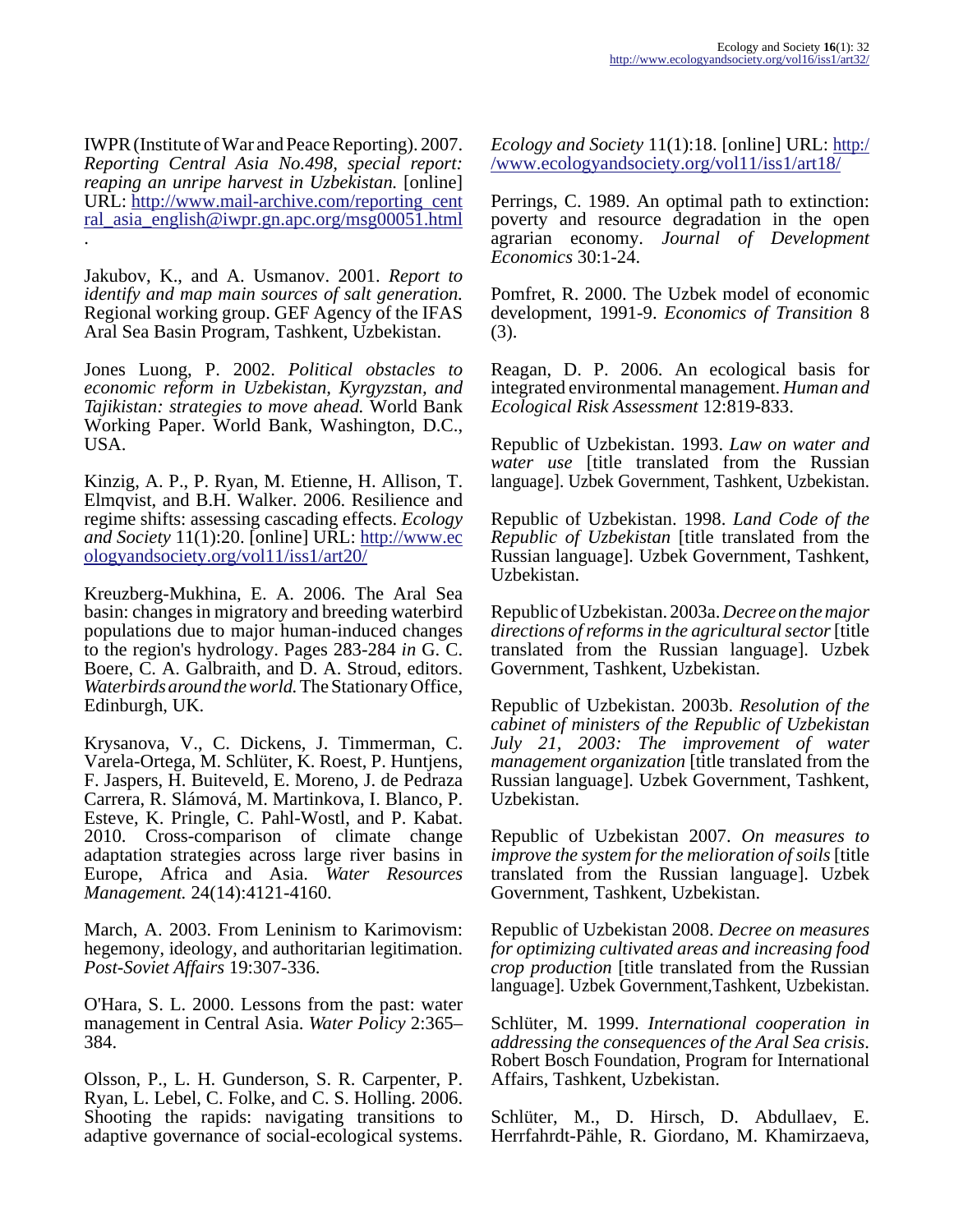IWPR (Institute of War and Peace Reporting). 2007. *Reporting Central Asia No.498, special report: reaping an unripe harvest in Uzbekistan.* [online] URL: http://www.mail-archive.com/reporting_central_asia_english@iwpr.gn.apc.org/msg00051.html .

Jakubov, K., and A. Usmanov. 2001. *Report to identify and map main sources of salt generation.* Regional working group. GEF Agency of the IFAS Aral Sea Basin Program, Tashkent, Uzbekistan.

Jones Luong, P. 2002. *Political obstacles to economic reform in Uzbekistan, Kyrgyzstan, and Tajikistan: strategies to move ahead.* World Bank Working Paper. World Bank, Washington, D.C., USA.

Kinzig, A. P., P. Ryan, M. Etienne, H. Allison, T. Elmqvist, and B.H. Walker. 2006. Resilience and regime shifts: assessing cascading effects. *Ecology and Society* 11(1):20. [online] URL: http://www.ecologyandsociety.org/vol11/iss1/art20/

Kreuzberg-Mukhina, E. A. 2006. The Aral Sea basin: changes in migratory and breeding waterbird populations due to major human-induced changes to the region's hydrology. Pages 283-284 *in* G. C. Boere, C. A. Galbraith, and D. A. Stroud, editors. *Waterbirds around the world.* The Stationary Office, Edinburgh, UK.

Krysanova, V., C. Dickens, J. Timmerman, C. Varela-Ortega, M. Schlüter, K. Roest, P. Huntjens, F. Jaspers, H. Buiteveld, E. Moreno, J. de Pedraza Carrera, R. Slámová, M. Martinkova, I. Blanco, P. Esteve, K. Pringle, C. Pahl-Wostl, and P. Kabat. 2010. Cross-comparison of climate change adaptation strategies across large river basins in Europe, Africa and Asia. *Water Resources Management.* 24(14):4121-4160.

March, A. 2003. From Leninism to Karimovism: hegemony, ideology, and authoritarian legitimation. *Post-Soviet Affairs* 19:307-336.

O'Hara, S. L. 2000. Lessons from the past: water management in Central Asia. *Water Policy* 2:365–384.

Olsson, P., L. H. Gunderson, S. R. Carpenter, P. Ryan, L. Lebel, C. Folke, and C. S. Holling. 2006. Shooting the rapids: navigating transitions to adaptive governance of social-ecological systems. *Ecology and Society* 11(1):18. [online] URL: http://www.ecologyandsociety.org/vol11/iss1/art18/

Perrings, C. 1989. An optimal path to extinction: poverty and resource degradation in the open agrarian economy. *Journal of Development Economics* 30:1-24.

Pomfret, R. 2000. The Uzbek model of economic development, 1991-9. *Economics of Transition* 8 (3).

Reagan, D. P. 2006. An ecological basis for integrated environmental management. *Human and Ecological Risk Assessment* 12:819-833.

Republic of Uzbekistan. 1993. *Law on water and water use* [title translated from the Russian language]. Uzbek Government, Tashkent, Uzbekistan.

Republic of Uzbekistan. 1998. *Land Code of the Republic of Uzbekistan* [title translated from the Russian language]. Uzbek Government, Tashkent, Uzbekistan.

Republic of Uzbekistan. 2003a. *Decree on the major directions of reforms in the agricultural sector* [title translated from the Russian language]. Uzbek Government, Tashkent, Uzbekistan.

Republic of Uzbekistan. 2003b. *Resolution of the cabinet of ministers of the Republic of Uzbekistan July 21, 2003: The improvement of water management organization* [title translated from the Russian language]. Uzbek Government, Tashkent, Uzbekistan.

Republic of Uzbekistan 2007. *On measures to improve the system for the melioration of soils* [title translated from the Russian language]. Uzbek Government, Tashkent, Uzbekistan.

Republic of Uzbekistan 2008. *Decree on measures for optimizing cultivated areas and increasing food crop production* [title translated from the Russian language]. Uzbek Government,Tashkent, Uzbekistan.

Schlüter, M. 1999. *International cooperation in addressing the consequences of the Aral Sea crisis.* Robert Bosch Foundation, Program for International Affairs, Tashkent, Uzbekistan.

Schlüter, M., D. Hirsch, D. Abdullaev, E. Herrfahrdt-Pähle, R. Giordano, M. Khamirzaeva,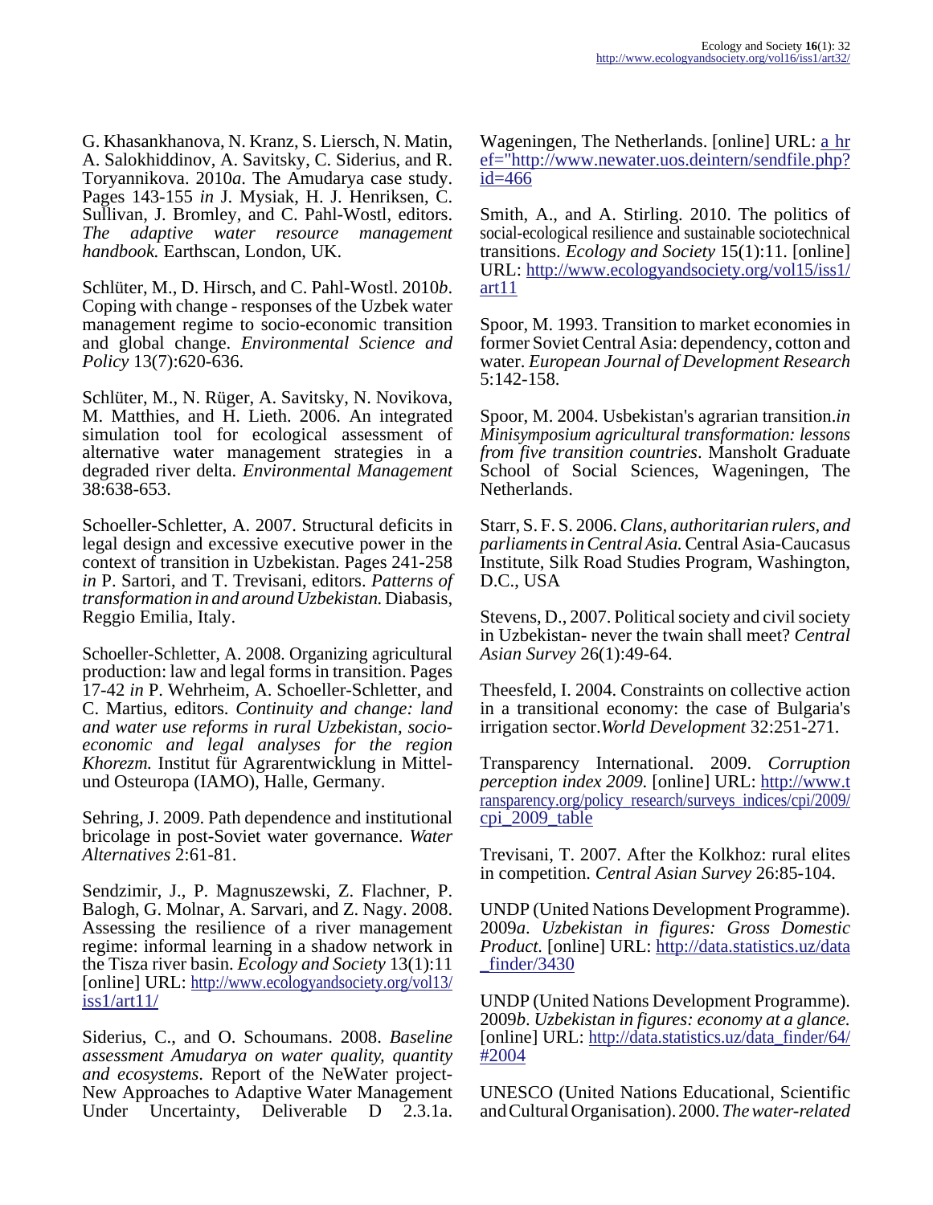G. Khasankhanova, N. Kranz, S. Liersch, N. Matin, A. Salokhiddinov, A. Savitsky, C. Siderius, and R. Toryannikova. 2010*a*. The Amudarya case study. Pages 143-155 *in* J. Mysiak, H. J. Henriksen, C. Sullivan, J. Bromley, and C. Pahl-Wostl, editors. *The adaptive water resource management handbook.* Earthscan, London, UK.

Schlüter, M., D. Hirsch, and C. Pahl-Wostl. 2010*b*. Coping with change - responses of the Uzbek water management regime to socio-economic transition and global change. *Environmental Science and Policy* 13(7):620-636.

Schlüter, M., N. Rüger, A. Savitsky, N. Novikova, M. Matthies, and H. Lieth. 2006. An integrated simulation tool for ecological assessment of alternative water management strategies in a degraded river delta. *Environmental Management* 38:638-653.

Schoeller-Schletter, A. 2007. Structural deficits in legal design and excessive executive power in the context of transition in Uzbekistan. Pages 241-258 *in* P. Sartori, and T. Trevisani, editors. *Patterns of transformation in and around Uzbekistan.* Diabasis, Reggio Emilia, Italy.

Schoeller-Schletter, A. 2008. Organizing agricultural production: law and legal forms in transition. Pages 17-42 *in* P. Wehrheim, A. Schoeller-Schletter, and C. Martius, editors. *Continuity and change: land and water use reforms in rural Uzbekistan, socio-economic and legal analyses for the region Khorezm.* Institut für Agrarentwicklung in Mittel- und Osteuropa (IAMO), Halle, Germany.

Sehring, J. 2009. Path dependence and institutional bricolage in post-Soviet water governance. *Water Alternatives* 2:61-81.

Sendzimir, J., P. Magnuszewski, Z. Flachner, P. Balogh, G. Molnar, A. Sarvari, and Z. Nagy. 2008. Assessing the resilience of a river management regime: informal learning in a shadow network in the Tisza river basin. *Ecology and Society* 13(1):11 [online] URL: http://www.ecologyandsociety.org/vol13/iss1/art11/

Siderius, C., and O. Schoumans. 2008. *Baseline assessment Amudarya on water quality, quantity and ecosystems*. Report of the NeWater project-New Approaches to Adaptive Water Management Under Uncertainty, Deliverable D 2.3.1a. Wageningen, The Netherlands. [online] URL: a href="http://www.newater.uos.deintern/sendfile.php?id=466

Smith, A., and A. Stirling. 2010. The politics of social-ecological resilience and sustainable sociotechnical transitions. *Ecology and Society* 15(1):11. [online] URL: http://www.ecologyandsociety.org/vol15/iss1/art11

Spoor, M. 1993. Transition to market economies in former Soviet Central Asia: dependency, cotton and water. *European Journal of Development Research* 5:142-158.

Spoor, M. 2004. Usbekistan's agrarian transition.*in Minisymposium agricultural transformation: lessons from five transition countries*. Mansholt Graduate School of Social Sciences, Wageningen, The Netherlands.

Starr, S. F. S. 2006. *Clans, authoritarian rulers, and parliaments in Central Asia.* Central Asia-Caucasus Institute, Silk Road Studies Program, Washington, D.C., USA

Stevens, D., 2007. Political society and civil society in Uzbekistan- never the twain shall meet? *Central Asian Survey* 26(1):49-64.

Theesfeld, I. 2004. Constraints on collective action in a transitional economy: the case of Bulgaria's irrigation sector.*World Development* 32:251-271.

Transparency International. 2009. *Corruption perception index 2009.* [online] URL: http://www.transparency.org/policy_research/surveys_indices/cpi/2009/cpi_2009_table

Trevisani, T. 2007. After the Kolkhoz: rural elites in competition. *Central Asian Survey* 26:85-104.

UNDP (United Nations Development Programme). 2009*a*. *Uzbekistan in figures: Gross Domestic Product.* [online] URL: http://data.statistics.uz/data_finder/3430

UNDP (United Nations Development Programme). 2009*b*. *Uzbekistan in figures: economy at a glance.* [online] URL: http://data.statistics.uz/data_finder/64/#2004

UNESCO (United Nations Educational, Scientific and Cultural Organisation). 2000. *The water-related*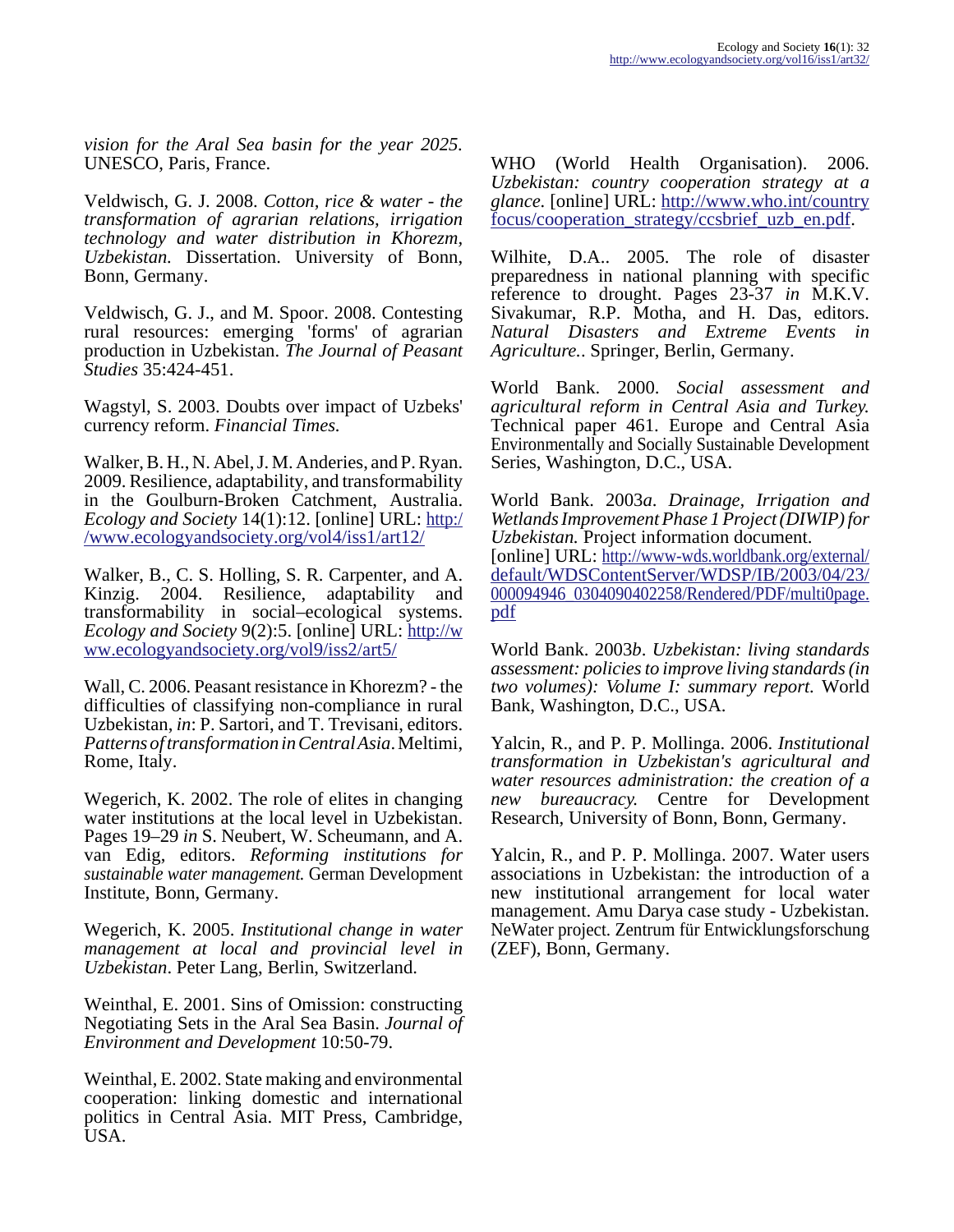*vision for the Aral Sea basin for the year 2025.* UNESCO, Paris, France.

Veldwisch, G. J. 2008. *Cotton, rice & water - the transformation of agrarian relations, irrigation technology and water distribution in Khorezm, Uzbekistan.* Dissertation. University of Bonn, Bonn, Germany.

Veldwisch, G. J., and M. Spoor. 2008. Contesting rural resources: emerging 'forms' of agrarian production in Uzbekistan. *The Journal of Peasant Studies* 35:424-451.

Wagstyl, S. 2003. Doubts over impact of Uzbeks' currency reform. *Financial Times.*

Walker, B. H., N. Abel, J. M. Anderies, and P. Ryan. 2009. Resilience, adaptability, and transformability in the Goulburn-Broken Catchment, Australia. *Ecology and Society* 14(1):12. [online] URL: [http://www.ecologyandsociety.org/vol4/iss1/art12/](http://www.ecologyandsociety.org/vol4/iss1/art12/)

Walker, B., C. S. Holling, S. R. Carpenter, and A. Kinzig. 2004. Resilience, adaptability and transformability in social–ecological systems. *Ecology and Society* 9(2):5. [online] URL: [http://www.ecologyandsociety.org/vol9/iss2/art5/](http://www.ecologyandsociety.org/vol9/iss2/art5/)

Wall, C. 2006. Peasant resistance in Khorezm? - the difficulties of classifying non-compliance in rural Uzbekistan, *in*: P. Sartori, and T. Trevisani, editors. *Patterns of transformation in Central Asia*. Meltimi, Rome, Italy.

Wegerich, K. 2002. The role of elites in changing water institutions at the local level in Uzbekistan. Pages 19–29 *in* S. Neubert, W. Scheumann, and A. van Edig, editors. *Reforming institutions for sustainable water management.* German Development Institute, Bonn, Germany.

Wegerich, K. 2005. *Institutional change in water management at local and provincial level in Uzbekistan*. Peter Lang, Berlin, Switzerland.

Weinthal, E. 2001. Sins of Omission: constructing Negotiating Sets in the Aral Sea Basin. *Journal of Environment and Development* 10:50-79.

Weinthal, E. 2002. State making and environmental cooperation: linking domestic and international politics in Central Asia. MIT Press, Cambridge, USA.

WHO (World Health Organisation). 2006. *Uzbekistan: country cooperation strategy at a glance.* [online] URL: [http://www.who.int/countryfocus/cooperation_strategy/ccsbrief_uzb_en.pdf](http://www.who.int/countryfocus/cooperation_strategy/ccsbrief_uzb_en.pdf).

Wilhite, D.A.. 2005. The role of disaster preparedness in national planning with specific reference to drought. Pages 23-37 *in* M.K.V. Sivakumar, R.P. Motha, and H. Das, editors. *Natural Disasters and Extreme Events in Agriculture.*. Springer, Berlin, Germany.

World Bank. 2000. *Social assessment and agricultural reform in Central Asia and Turkey.* Technical paper 461. Europe and Central Asia Environmentally and Socially Sustainable Development Series, Washington, D.C., USA.

World Bank. 2003*a*. *Drainage, Irrigation and Wetlands Improvement Phase 1 Project (DIWIP) for Uzbekistan.* Project information document. [online] URL: [http://www-wds.worldbank.org/external/default/WDSContentServer/WDSP/IB/2003/04/23/000094946_0304090402258/Rendered/PDF/multi0page.pdf](http://www-wds.worldbank.org/external/default/WDSContentServer/WDSP/IB/2003/04/23/000094946_0304090402258/Rendered/PDF/multi0page.pdf)

World Bank. 2003*b*. *Uzbekistan: living standards assessment: policies to improve living standards (in two volumes): Volume I: summary report.* World Bank, Washington, D.C., USA.

Yalcin, R., and P. P. Mollinga. 2006. *Institutional transformation in Uzbekistan's agricultural and water resources administration: the creation of a new bureaucracy.* Centre for Development Research, University of Bonn, Bonn, Germany.

Yalcin, R., and P. P. Mollinga. 2007. Water users associations in Uzbekistan: the introduction of a new institutional arrangement for local water management. Amu Darya case study - Uzbekistan. NeWater project. Zentrum für Entwicklungsforschung (ZEF), Bonn, Germany.